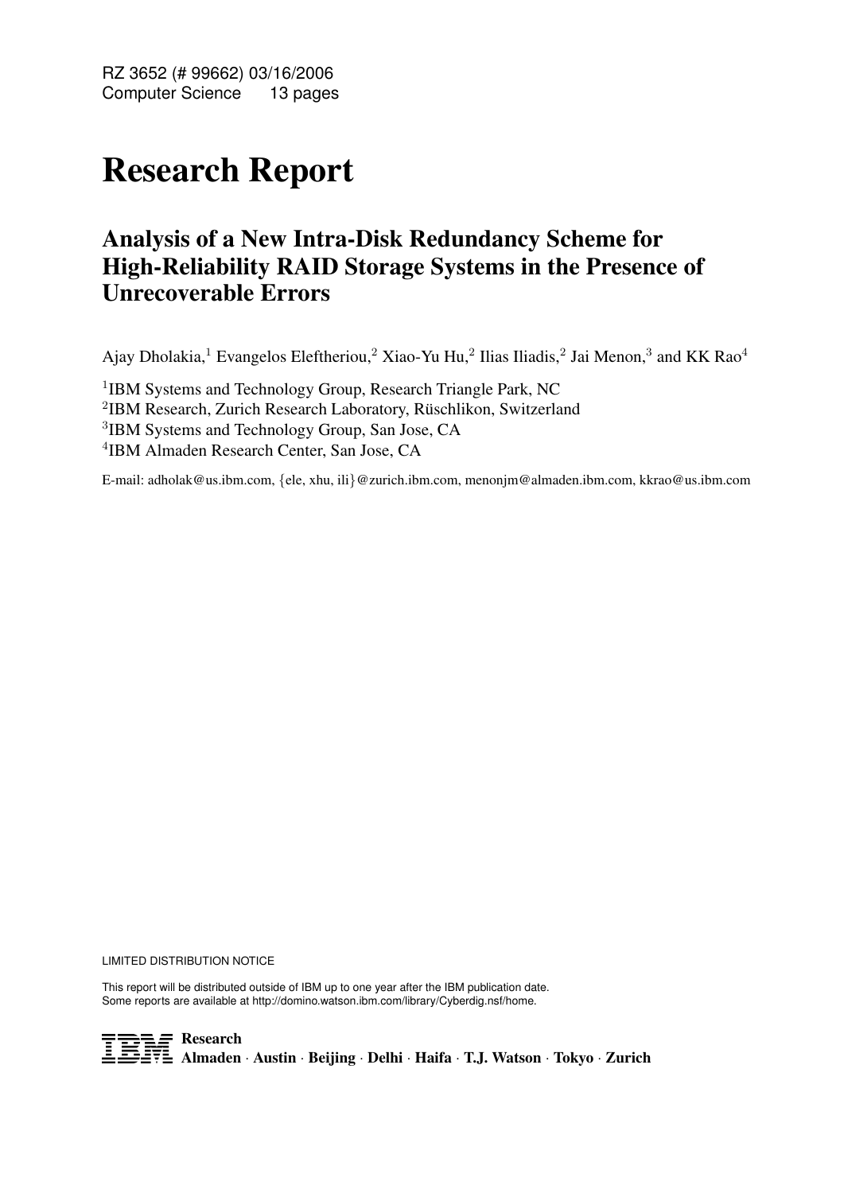RZ 3652 (# 99662) 03/16/2006
Computer Science 13 pages

# Research Report

## Analysis of a New Intra-Disk Redundancy Scheme for High-Reliability RAID Storage Systems in the Presence of Unrecoverable Errors

Ajay Dholakia,[1] Evangelos Eleftheriou,[2] Xiao-Yu Hu,[2] Ilias Iliadis,[2] Jai Menon,[3] and KK Rao[4]

[1]IBM Systems and Technology Group, Research Triangle Park, NC
[2]IBM Research, Zurich Research Laboratory, Rüschlikon, Switzerland
[3]IBM Systems and Technology Group, San Jose, CA
[4]IBM Almaden Research Center, San Jose, CA

E-mail: adholak@us.ibm.com, {ele, xhu, ili}@zurich.ibm.com, menonjm@almaden.ibm.com, kkrao@us.ibm.com

LIMITED DISTRIBUTION NOTICE

This report will be distributed outside of IBM up to one year after the IBM publication date.
Some reports are available at http://domino.watson.ibm.com/library/Cyberdig.nsf/home.

**Research**
**Almaden · Austin · Beijing · Delhi · Haifa · T.J. Watson · Tokyo · Zurich**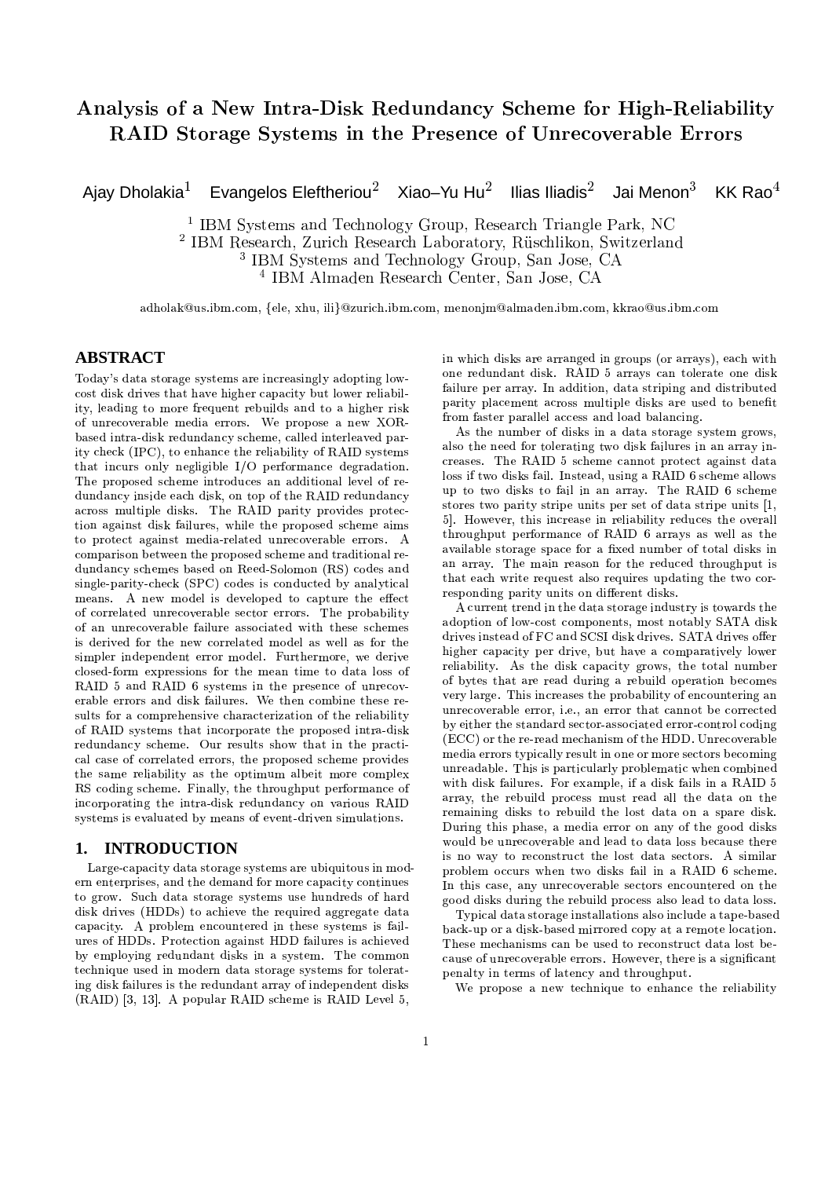# Analysis of a New Intra-Disk Redundancy Scheme for High-Reliability RAID Storage Systems in the Presence of Unrecoverable Errors

Ajay Dholakia[1] Evangelos Eleftheriou[2] Xiao–Yu Hu[2] Ilias Iliadis[2] Jai Menon[3] KK Rao[4]

[1] IBM Systems and Technology Group, Research Triangle Park, NC
[2] IBM Research, Zurich Research Laboratory, Rüschlikon, Switzerland
[3] IBM Systems and Technology Group, San Jose, CA
[4] IBM Almaden Research Center, San Jose, CA

adholak@us.ibm.com, {ele, xhu, ili}@zurich.ibm.com, menonjm@almaden.ibm.com, kkrao@us.ibm.com

## ABSTRACT

Today's data storage systems are increasingly adopting low-cost disk drives that have higher capacity but lower reliability, leading to more frequent rebuilds and to a higher risk of unrecoverable media errors. We propose a new XOR-based intra-disk redundancy scheme, called interleaved parity check (IPC), to enhance the reliability of RAID systems that incurs only negligible I/O performance degradation. The proposed scheme introduces an additional level of redundancy inside each disk, on top of the RAID redundancy across multiple disks. The RAID parity provides protection against disk failures, while the proposed scheme aims to protect against media-related unrecoverable errors. A comparison between the proposed scheme and traditional redundancy schemes based on Reed-Solomon (RS) codes and single-parity-check (SPC) codes is conducted by analytical means. A new model is developed to capture the effect of correlated unrecoverable sector errors. The probability of an unrecoverable failure associated with these schemes is derived for the new correlated model as well as for the simpler independent error model. Furthermore, we derive closed-form expressions for the mean time to data loss of RAID 5 and RAID 6 systems in the presence of unrecoverable errors and disk failures. We then combine these results for a comprehensive characterization of the reliability of RAID systems that incorporate the proposed intra-disk redundancy scheme. Our results show that in the practical case of correlated errors, the proposed scheme provides the same reliability as the optimum albeit more complex RS coding scheme. Finally, the throughput performance of incorporating the intra-disk redundancy on various RAID systems is evaluated by means of event-driven simulations.

## 1. INTRODUCTION

Large-capacity data storage systems are ubiquitous in modern enterprises, and the demand for more capacity continues to grow. Such data storage systems use hundreds of hard disk drives (HDDs) to achieve the required aggregate data capacity. A problem encountered in these systems is failures of HDDs. Protection against HDD failures is achieved by employing redundant disks in a system. The common technique used in modern data storage systems for tolerating disk failures is the redundant array of independent disks (RAID) [3, 13]. A popular RAID scheme is RAID Level 5, in which disks are arranged in groups (or arrays), each with one redundant disk. RAID 5 arrays can tolerate one disk failure per array. In addition, data striping and distributed parity placement across multiple disks are used to benefit from faster parallel access and load balancing.

As the number of disks in a data storage system grows, also the need for tolerating two disk failures in an array increases. The RAID 5 scheme cannot protect against data loss if two disks fail. Instead, using a RAID 6 scheme allows up to two disks to fail in an array. The RAID 6 scheme stores two parity stripe units per set of data stripe units [1, 5]. However, this increase in reliability reduces the overall throughput performance of RAID 6 arrays as well as the available storage space for a fixed number of total disks in an array. The main reason for the reduced throughput is that each write request also requires updating the two corresponding parity units on different disks.

A current trend in the data storage industry is towards the adoption of low-cost components, most notably SATA disk drives instead of FC and SCSI disk drives. SATA drives offer higher capacity per drive, but have a comparatively lower reliability. As the disk capacity grows, the total number of bytes that are read during a rebuild operation becomes very large. This increases the probability of encountering an unrecoverable error, i.e., an error that cannot be corrected by either the standard sector-associated error-control coding (ECC) or the re-read mechanism of the HDD. Unrecoverable media errors typically result in one or more sectors becoming unreadable. This is particularly problematic when combined with disk failures. For example, if a disk fails in a RAID 5 array, the rebuild process must read all the data on the remaining disks to rebuild the lost data on a spare disk. During this phase, a media error on any of the good disks would be unrecoverable and lead to data loss because there is no way to reconstruct the lost data sectors. A similar problem occurs when two disks fail in a RAID 6 scheme. In this case, any unrecoverable sectors encountered on the good disks during the rebuild process also lead to data loss.

Typical data storage installations also include a tape-based back-up or a disk-based mirrored copy at a remote location. These mechanisms can be used to reconstruct data lost because of unrecoverable errors. However, there is a significant penalty in terms of latency and throughput.

We propose a new technique to enhance the reliability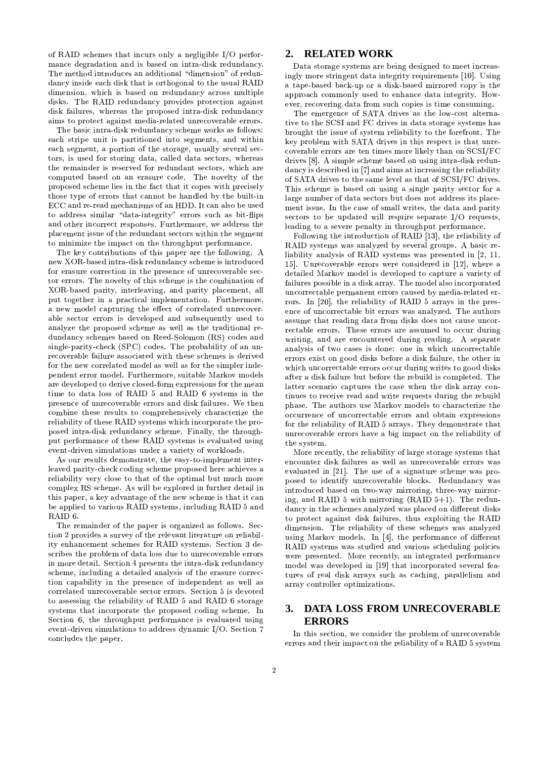of RAID schemes that incurs only a negligible I/O performance degradation and is based on intra-disk redundancy. The method introduces an additional "dimension" of redundancy inside each disk that is orthogonal to the usual RAID dimension, which is based on redundancy across multiple disks. The RAID redundancy provides protection against disk failures, whereas the proposed intra-disk redundancy aims to protect against media-related unrecoverable errors.

The basic intra-disk redundancy scheme works as follows: each stripe unit is partitioned into segments, and within each segment, a portion of the storage, usually several sectors, is used for storing data, called data sectors, whereas the remainder is reserved for redundant sectors, which are computed based on an erasure code. The novelty of the proposed scheme lies in the fact that it copes with precisely those type of errors that cannot be handled by the built-in ECC and re-read mechanisms of an HDD. It can also be used to address similar "data-integrity" errors such as bit-flips and other incorrect responses. Furthermore, we address the placement issue of the redundant sectors within the segment to minimize the impact on the throughput performance.

The key contributions of this paper are the following. A new XOR-based intra-disk redundancy scheme is introduced for erasure correction in the presence of unrecoverable sector errors. The novelty of this scheme is the combination of XOR-based parity, interleaving, and parity placement, all put together in a practical implementation. Furthermore, a new model capturing the effect of correlated unrecoverable sector errors is developed and subsequently used to analyze the proposed scheme as well as the traditional redundancy schemes based on Reed-Solomon (RS) codes and single-parity-check (SPC) codes. The probability of an unrecoverable failure associated with these schemes is derived for the new correlated model as well as for the simpler independent error model. Furthermore, suitable Markov models are developed to derive closed-form expressions for the mean time to data loss of RAID 5 and RAID 6 systems in the presence of unrecoverable errors and disk failures. We then combine these results to comprehensively characterize the reliability of these RAID systems which incorporate the proposed intra-disk redundancy scheme. Finally, the throughput performance of these RAID systems is evaluated using event-driven simulations under a variety of workloads.

As our results demonstrate, the easy-to-implement interleaved parity-check coding scheme proposed here achieves a reliability very close to that of the optimal but much more complex RS scheme. As will be explored in further detail in this paper, a key advantage of the new scheme is that it can be applied to various RAID systems, including RAID 5 and RAID 6.

The remainder of the paper is organized as follows. Section 2 provides a survey of the relevant literature on reliability enhancement schemes for RAID systems. Section 3 describes the problem of data loss due to unrecoverable errors in more detail. Section 4 presents the intra-disk redundancy scheme, including a detailed analysis of the erasure correction capability in the presence of independent as well as correlated unrecoverable sector errors. Section 5 is devoted to assessing the reliability of RAID 5 and RAID 6 storage systems that incorporate the proposed coding scheme. In Section 6, the throughput performance is evaluated using event-driven simulations to address dynamic I/O. Section 7 concludes the paper.

## 2. RELATED WORK

Data storage systems are being designed to meet increasingly more stringent data integrity requirements [10]. Using a tape-based back-up or a disk-based mirrored copy is the approach commonly used to enhance data integrity. However, recovering data from such copies is time consuming.

The emergence of SATA drives as the low-cost alternative to the SCSI and FC drives in data storage systems has brought the issue of system reliability to the forefront. The key problem with SATA drives in this respect is that unrecoverable errors are ten times more likely than on SCSI/FC drives [8]. A simple scheme based on using intra-disk redundancy is described in [7] and aims at increasing the reliability of SATA drives to the same level as that of SCSI/FC drives. This scheme is based on using a single parity sector for a large number of data sectors but does not address its placement issue. In the case of small writes, the data and parity sectors to be updated will require separate I/O requests, leading to a severe penalty in throughput performance.

Following the introduction of RAID [13], the reliability of RAID systems was analyzed by several groups. A basic reliability analysis of RAID systems was presented in [2, 11, 15]. Unrecoverable errors were considered in [12], where a detailed Markov model is developed to capture a variety of failures possible in a disk array. The model also incorporated uncorrectable permanent errors caused by media-related errors. In [20], the reliability of RAID 5 arrays in the presence of uncorrectable bit errors was analyzed. The authors assume that reading data from disks does not cause uncorrectable errors. These errors are assumed to occur during writing, and are encountered during reading. A separate analysis of two cases is done: one in which uncorrectable errors exist on good disks before a disk failure, the other in which uncorrectable errors occur during writes to good disks after a disk failure but before the rebuild is completed. The latter scenario captures the case when the disk array continues to receive read and write requests during the rebuild phase. The authors use Markov models to characterize the occurrence of uncorrectable errors and obtain expressions for the reliability of RAID 5 arrays. They demonstrate that unrecoverable errors have a big impact on the reliability of the system.

More recently, the reliability of large storage systems that encounter disk failures as well as unrecoverable errors was evaluated in [21]. The use of a signature scheme was proposed to identify unrecoverable blocks. Redundancy was introduced based on two-way mirroring, three-way mirroring, and RAID 5 with mirroring (RAID 5+1). The redundancy in the schemes analyzed was placed on different disks to protect against disk failures, thus exploiting the RAID dimension. The reliability of these schemes was analyzed using Markov models. In [4], the performance of different RAID systems was studied and various scheduling policies were presented. More recently, an integrated performance model was developed in [19] that incorporated several features of real disk arrays such as caching, parallelism and array controller optimizations.

## 3. DATA LOSS FROM UNRECOVERABLE ERRORS

In this section, we consider the problem of unrecoverable errors and their impact on the reliability of a RAID 5 system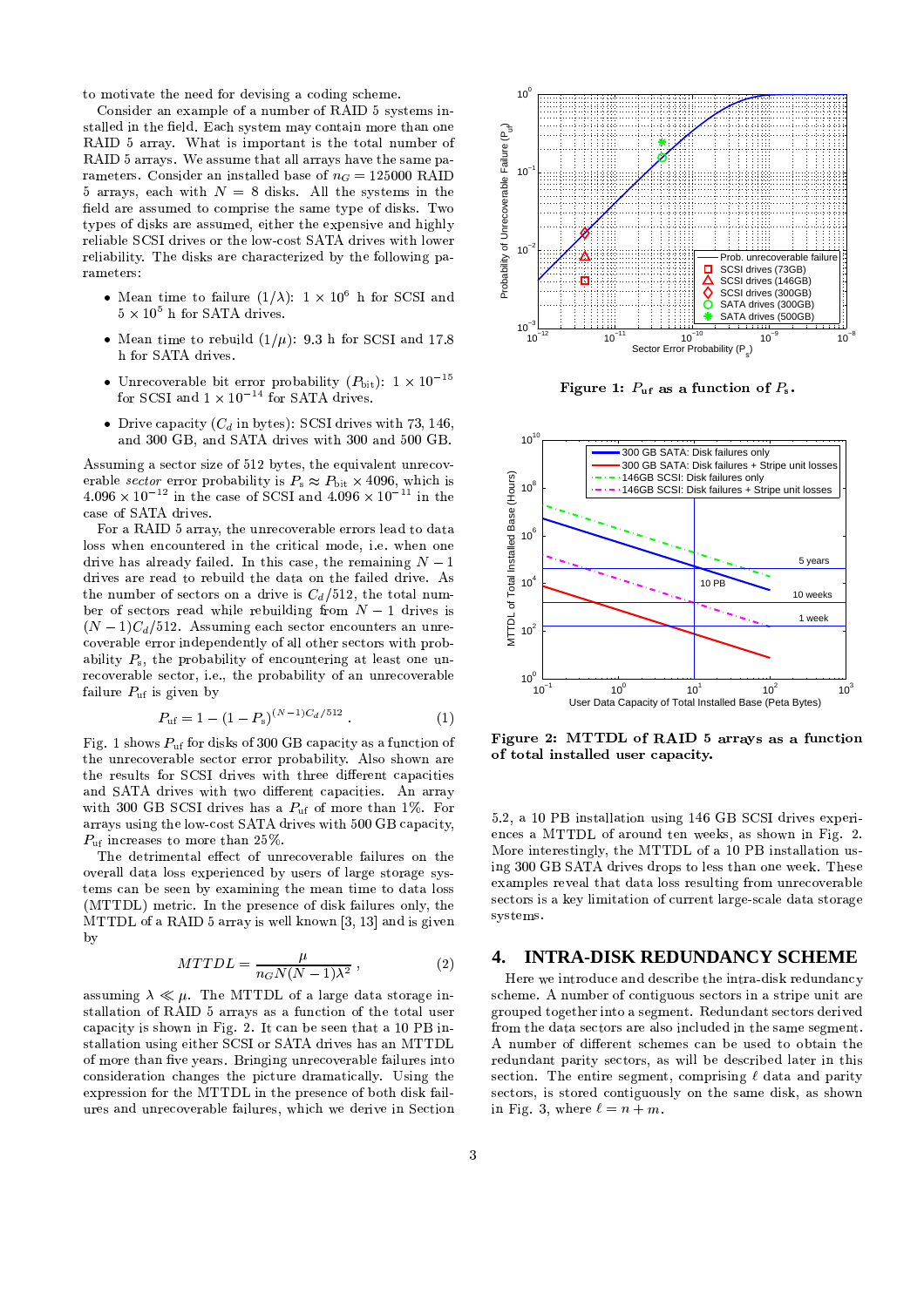to motivate the need for devising a coding scheme.

Consider an example of a number of RAID 5 systems installed in the field. Each system may contain more than one RAID 5 array. What is important is the total number of RAID 5 arrays. We assume that all arrays have the same parameters. Consider an installed base of $n_G = 125000$ RAID 5 arrays, each with $N = 8$ disks. All the systems in the field are assumed to comprise the same type of disks. Two types of disks are assumed, either the expensive and highly reliable SCSI drives or the low-cost SATA drives with lower reliability. The disks are characterized by the following parameters:

- Mean time to failure ($1/\lambda$): $1 \times 10^6$ h for SCSI and $5 \times 10^5$ h for SATA drives.
- Mean time to rebuild ($1/\mu$): 9.3 h for SCSI and 17.8 h for SATA drives.
- Unrecoverable bit error probability ($P_{\text{bit}}$): $1 \times 10^{-15}$ for SCSI and $1 \times 10^{-14}$ for SATA drives.
- Drive capacity ($C_d$ in bytes): SCSI drives with 73, 146, and 300 GB, and SATA drives with 300 and 500 GB.

Assuming a sector size of 512 bytes, the equivalent unrecoverable *sector* error probability is $P_s \approx P_{\text{bit}} \times 4096$, which is $4.096 \times 10^{-12}$ in the case of SCSI and $4.096 \times 10^{-11}$ in the case of SATA drives.

For a RAID 5 array, the unrecoverable errors lead to data loss when encountered in the critical mode, i.e. when one drive has already failed. In this case, the remaining $N-1$ drives are read to rebuild the data on the failed drive. As the number of sectors on a drive is $C_d/512$, the total number of sectors read while rebuilding from $N-1$ drives is $(N-1)C_d/512$. Assuming each sector encounters an unrecoverable error independently of all other sectors with probability $P_s$, the probability of encountering at least one unrecoverable sector, i.e., the probability of an unrecoverable failure $P_{\text{uf}}$ is given by

$$P_{\text{uf}} = 1 - (1 - P_s)^{(N-1)C_d/512} . \tag{1}$$

Fig. 1 shows $P_{\text{uf}}$ for disks of 300 GB capacity as a function of the unrecoverable sector error probability. Also shown are the results for SCSI drives with three different capacities and SATA drives with two different capacities. An array with 300 GB SCSI drives has a $P_{\text{uf}}$ of more than 1%. For arrays using the low-cost SATA drives with 500 GB capacity, $P_{\text{uf}}$ increases to more than 25%.

The detrimental effect of unrecoverable failures on the overall data loss experienced by users of large storage systems can be seen by examining the mean time to data loss (MTTDL) metric. In the presence of disk failures only, the MTTDL of a RAID 5 array is well known [3, 13] and is given by

$$MTTDL = \frac{\mu}{n_G N(N-1)\lambda^2} , \tag{2}$$

assuming $\lambda \ll \mu$. The MTTDL of a large data storage installation of RAID 5 arrays as a function of the total user capacity is shown in Fig. 2. It can be seen that a 10 PB installation using either SCSI or SATA drives has an MTTDL of more than five years. Bringing unrecoverable failures into consideration changes the picture dramatically. Using the expression for the MTTDL in the presence of both disk failures and unrecoverable failures, which we derive in Section

**Figure 1: $P_{\text{uf}}$ as a function of $P_s$.**

**Figure 2: MTTDL of RAID 5 arrays as a function of total installed user capacity.**

5.2, a 10 PB installation using 146 GB SCSI drives experiences a MTTDL of around ten weeks, as shown in Fig. 2. More interestingly, the MTTDL of a 10 PB installation using 300 GB SATA drives drops to less than one week. These examples reveal that data loss resulting from unrecoverable sectors is a key limitation of current large-scale data storage systems.

## 4. INTRA-DISK REDUNDANCY SCHEME

Here we introduce and describe the intra-disk redundancy scheme. A number of contiguous sectors in a stripe unit are grouped together into a segment. Redundant sectors derived from the data sectors are also included in the same segment. A number of different schemes can be used to obtain the redundant parity sectors, as will be described later in this section. The entire segment, comprising $\ell$ data and parity sectors, is stored contiguously on the same disk, as shown in Fig. 3, where $\ell = n + m$.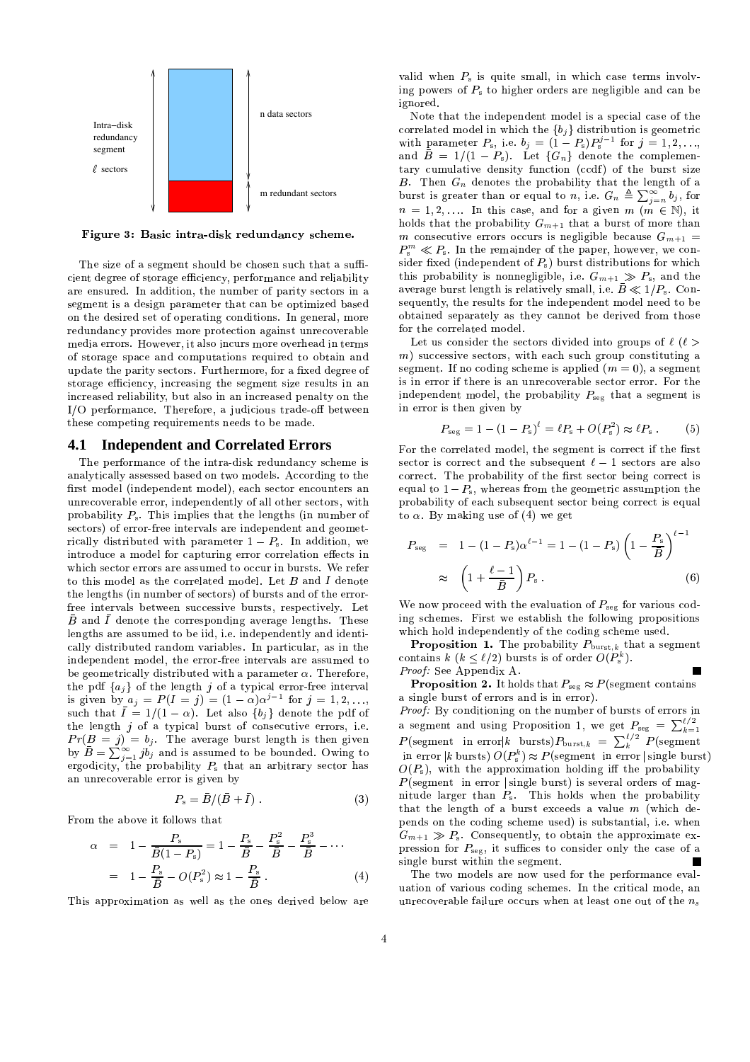Figure 3: Basic intra-disk redundancy scheme.

The size of a segment should be chosen such that a sufficient degree of storage efficiency, performance and reliability are ensured. In addition, the number of parity sectors in a segment is a design parameter that can be optimized based on the desired set of operating conditions. In general, more redundancy provides more protection against unrecoverable media errors. However, it also incurs more overhead in terms of storage space and computations required to obtain and update the parity sectors. Furthermore, for a fixed degree of storage efficiency, increasing the segment size results in an increased reliability, but also in an increased penalty on the I/O performance. Therefore, a judicious trade-off between these competing requirements needs to be made.

## 4.1 Independent and Correlated Errors

The performance of the intra-disk redundancy scheme is analytically assessed based on two models. According to the first model (independent model), each sector encounters an unrecoverable error, independently of all other sectors, with probability $P_s$. This implies that the lengths (in number of sectors) of error-free intervals are independent and geometrically distributed with parameter $1 - P_s$. In addition, we introduce a model for capturing error correlation effects in which sector errors are assumed to occur in bursts. We refer to this model as the correlated model. Let $B$ and $I$ denote the lengths (in number of sectors) of bursts and of the error-free intervals between successive bursts, respectively. Let $\bar{B}$ and $\bar{I}$ denote the corresponding average lengths. These lengths are assumed to be iid, i.e. independently and identically distributed random variables. In particular, as in the independent model, the error-free intervals are assumed to be geometrically distributed with a parameter $\alpha$. Therefore, the pdf $\{a_j\}$ of the length $j$ of a typical error-free interval is given by $a_j = P(I = j) = (1-\alpha)\alpha^{j-1}$ for $j = 1, 2, \ldots$, such that $\bar{I} = 1/(1-\alpha)$. Let also $\{b_j\}$ denote the pdf of the length $j$ of a typical burst of consecutive errors, i.e. $Pr(B = j) = b_j$. The average burst length is then given by $\bar{B} = \sum_{j=1}^{\infty} j b_j$ and is assumed to be bounded. Owing to ergodicity, the probability $P_s$ that an arbitrary sector has an unrecoverable error is given by

$$P_s = \bar{B}/(\bar{B} + \bar{I}) \,. \tag{3}$$

From the above it follows that

$$\begin{aligned} \alpha &= 1 - \frac{P_s}{\bar{B}(1-P_s)} = 1 - \frac{P_s}{\bar{B}} - \frac{P_s^2}{\bar{B}} - \frac{P_s^3}{\bar{B}} - \cdots \\ &= 1 - \frac{P_s}{\bar{B}} - O(P_s^2) \approx 1 - \frac{P_s}{\bar{B}} \,. \end{aligned} \tag{4}$$

This approximation as well as the ones derived below are valid when $P_s$ is quite small, in which case terms involving powers of $P_s$ to higher orders are negligible and can be ignored.

Note that the independent model is a special case of the correlated model in which the $\{b_j\}$ distribution is geometric with parameter $P_s$, i.e. $b_j = (1-P_s)P_s^{j-1}$ for $j = 1, 2, \ldots$, and $\bar{B} = 1/(1-P_s)$. Let $\{G_n\}$ denote the complementary cumulative density function (ccdf) of the burst size $B$. Then $G_n$ denotes the probability that the length of a burst is greater than or equal to $n$, i.e. $G_n \triangleq \sum_{j=n}^{\infty} b_j$, for $n = 1, 2, \ldots$. In this case, and for a given $m$ ($m \in \mathbb{N}$), it holds that the probability $G_{m+1}$ that a burst of more than $m$ consecutive errors occurs is negligible because $G_{m+1} = P_s^m \ll P_s$. In the remainder of the paper, however, we consider fixed (independent of $P_s$) burst distributions for which this probability is nonnegligible, i.e. $G_{m+1} \gg P_s$, and the average burst length is relatively small, i.e. $\bar{B} \ll 1/P_s$. Consequently, the results for the independent model need to be obtained separately as they cannot be derived from those for the correlated model.

Let us consider the sectors divided into groups of $\ell$ ($\ell > m$) successive sectors, with each such group constituting a segment. If no coding scheme is applied ($m = 0$), a segment is in error if there is an unrecoverable sector error. For the independent model, the probability $P_{seg}$ that a segment is in error is then given by

$$P_{seg} = 1 - (1 - P_s)^{\ell} = \ell P_s + O(P_s^2) \approx \ell P_s \,. \tag{5}$$

For the correlated model, the segment is correct if the first sector is correct and the subsequent $\ell - 1$ sectors are also correct. The probability of the first sector being correct is equal to $1 - P_s$, whereas from the geometric assumption the probability of each subsequent sector being correct is equal to $\alpha$. By making use of (4) we get

$$\begin{aligned} P_{seg} &= 1 - (1-P_s)\alpha^{\ell-1} = 1 - (1-P_s)\left(1 - \frac{P_s}{\bar{B}}\right)^{\ell-1} \\ &\approx \left(1 + \frac{\ell-1}{\bar{B}}\right) P_s \,. \end{aligned} \tag{6}$$

We now proceed with the evaluation of $P_{seg}$ for various coding schemes. First we establish the following propositions which hold independently of the coding scheme used.

**Proposition 1.** The probability $P_{burst,k}$ that a segment contains $k$ ($k \le \ell/2$) bursts is of order $O(P_s^k)$.

*Proof:* See Appendix A. ∎

**Proposition 2.** It holds that $P_{seg} \approx P$(segment contains a single burst of errors and is in error).

*Proof:* By conditioning on the number of bursts of errors in a segment and using Proposition 1, we get $P_{seg} = \sum_{k=1}^{\ell/2} P(\text{segment in error}|k \text{ bursts}) P_{burst,k} = \sum_{k}^{\ell/2} P(\text{segment in error} |k \text{ bursts})\, O(P_s^k) \approx P(\text{segment in error} \,|\, \text{single burst})\, O(P_s)$, with the approximation holding iff the probability $P(\text{segment in error} \,|\, \text{single burst})$ is several orders of magnitude larger than $P_s$. This holds when the probability that the length of a burst exceeds a value $m$ (which depends on the coding scheme used) is substantial, i.e. when $G_{m+1} \gg P_s$. Consequently, to obtain the approximate expression for $P_{seg}$, it suffices to consider only the case of a single burst within the segment. ∎

The two models are now used for the performance evaluation of various coding schemes. In the critical mode, an unrecoverable failure occurs when at least one out of the $n_s$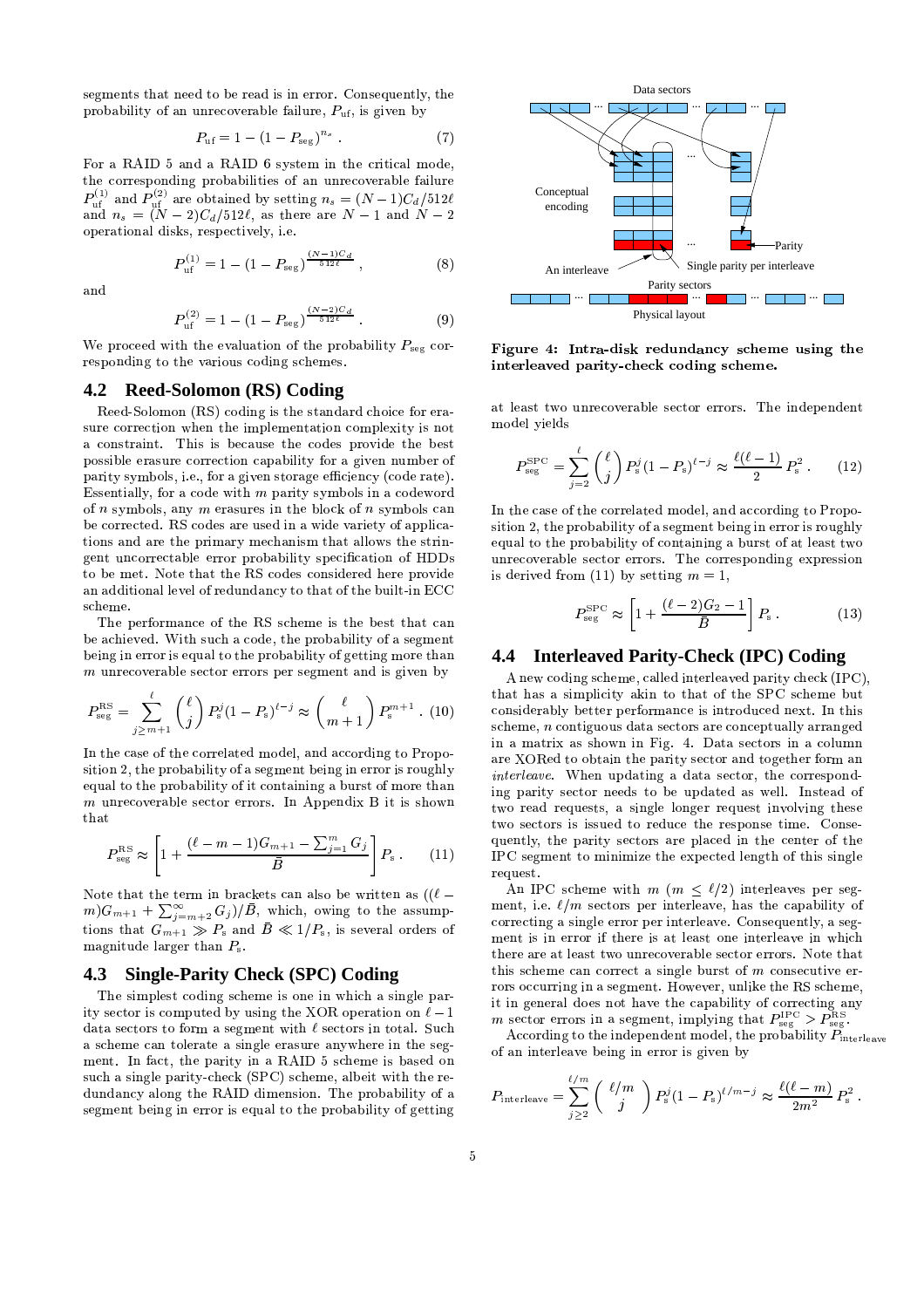segments that need to be read is in error. Consequently, the probability of an unrecoverable failure, $P_{\rm uf}$, is given by

$$P_{\rm uf} = 1 - (1 - P_{\rm seg})^{n_s} \,. \tag{7}$$

For a RAID 5 and a RAID 6 system in the critical mode, the corresponding probabilities of an unrecoverable failure $P_{\rm uf}^{(1)}$ and $P_{\rm uf}^{(2)}$ are obtained by setting $n_s = (N-1)C_d/512\ell$ and $n_s = (N-2)C_d/512\ell$, as there are $N-1$ and $N-2$ operational disks, respectively, i.e.

$$P_{\rm uf}^{(1)} = 1 - (1 - P_{\rm seg})^{\frac{(N-1)C_d}{512\ell}} \,, \tag{8}$$

and

$$P_{\rm uf}^{(2)} = 1 - (1 - P_{\rm seg})^{\frac{(N-2)C_d}{512\ell}} \,. \tag{9}$$

We proceed with the evaluation of the probability $P_{\rm seg}$ corresponding to the various coding schemes.

## 4.2 Reed-Solomon (RS) Coding

Reed-Solomon (RS) coding is the standard choice for erasure correction when the implementation complexity is not a constraint. This is because the codes provide the best possible erasure correction capability for a given number of parity symbols, i.e., for a given storage efficiency (code rate). Essentially, for a code with $m$ parity symbols in a codeword of $n$ symbols, any $m$ erasures in the block of $n$ symbols can be corrected. RS codes are used in a wide variety of applications and are the primary mechanism that allows the stringent uncorrectable error probability specification of HDDs to be met. Note that the RS codes considered here provide an additional level of redundancy to that of the built-in ECC scheme.

The performance of the RS scheme is the best that can be achieved. With such a code, the probability of a segment being in error is equal to the probability of getting more than $m$ unrecoverable sector errors per segment and is given by

$$P_{\rm seg}^{\rm RS} = \sum_{j \geq m+1}^{\ell} \binom{\ell}{j} P_{\rm s}^j (1 - P_{\rm s})^{\ell - j} \approx \binom{\ell}{m+1} P_{\rm s}^{m+1} \,. \tag{10}$$

In the case of the correlated model, and according to Proposition 2, the probability of a segment being in error is roughly equal to the probability of it containing a burst of more than $m$ unrecoverable sector errors. In Appendix B it is shown that

$$P_{\rm seg}^{\rm RS} \approx \left[ 1 + \frac{(\ell - m - 1)G_{m+1} - \sum_{j=1}^{m} G_j}{\bar{B}} \right] P_{\rm s} \,. \tag{11}$$

Note that the term in brackets can also be written as $((\ell - m)G_{m+1} + \sum_{j=m+2}^{\infty} G_j)/\bar{B}$, which, owing to the assumptions that $G_{m+1} \gg P_{\rm s}$ and $\bar{B} \ll 1/P_{\rm s}$, is several orders of magnitude larger than $P_{\rm s}$.

## 4.3 Single-Parity Check (SPC) Coding

The simplest coding scheme is one in which a single parity sector is computed by using the XOR operation on $\ell - 1$ data sectors to form a segment with $\ell$ sectors in total. Such a scheme can tolerate a single erasure anywhere in the segment. In fact, the parity in a RAID 5 scheme is based on such a single parity-check (SPC) scheme, albeit with the redundancy along the RAID dimension. The probability of a segment being in error is equal to the probability of getting at least two unrecoverable sector errors. The independent model yields

$$P_{\rm seg}^{\rm SPC} = \sum_{j=2}^{\ell} \binom{\ell}{j} P_{\rm s}^j (1 - P_{\rm s})^{\ell - j} \approx \frac{\ell(\ell - 1)}{2} P_{\rm s}^2 \,. \tag{12}$$

In the case of the correlated model, and according to Proposition 2, the probability of a segment being in error is roughly equal to the probability of containing a burst of at least two unrecoverable sector errors. The corresponding expression is derived from (11) by setting $m = 1$,

$$P_{\rm seg}^{\rm SPC} \approx \left[ 1 + \frac{(\ell - 2)G_2 - 1}{\bar{B}} \right] P_{\rm s} \,. \tag{13}$$

Figure 4: Intra-disk redundancy scheme using the interleaved parity-check coding scheme.

## 4.4 Interleaved Parity-Check (IPC) Coding

A new coding scheme, called interleaved parity check (IPC), that has a simplicity akin to that of the SPC scheme but considerably better performance is introduced next. In this scheme, $n$ contiguous data sectors are conceptually arranged in a matrix as shown in Fig. 4. Data sectors in a column are XORed to obtain the parity sector and together form an *interleave*. When updating a data sector, the corresponding parity sector needs to be updated as well. Instead of two read requests, a single longer request involving these two sectors is issued to reduce the response time. Consequently, the parity sectors are placed in the center of the IPC segment to minimize the expected length of this single request.

An IPC scheme with $m$ ($m \leq \ell/2$) interleaves per segment, i.e. $\ell/m$ sectors per interleave, has the capability of correcting a single error per interleave. Consequently, a segment is in error if there is at least one interleave in which there are at least two unrecoverable sector errors. Note that this scheme can correct a single burst of $m$ consecutive errors occurring in a segment. However, unlike the RS scheme, it in general does not have the capability of correcting any $m$ sector errors in a segment, implying that $P_{\rm seg}^{\rm IPC} > P_{\rm seg}^{\rm RS}$.

According to the independent model, the probability $P_{\rm interleave}$ of an interleave being in error is given by

$$P_{\rm interleave} = \sum_{j \geq 2}^{\ell/m} \binom{\ell/m}{j} P_{\rm s}^j (1 - P_{\rm s})^{\ell/m - j} \approx \frac{\ell(\ell - m)}{2m^2} P_{\rm s}^2 \,.$$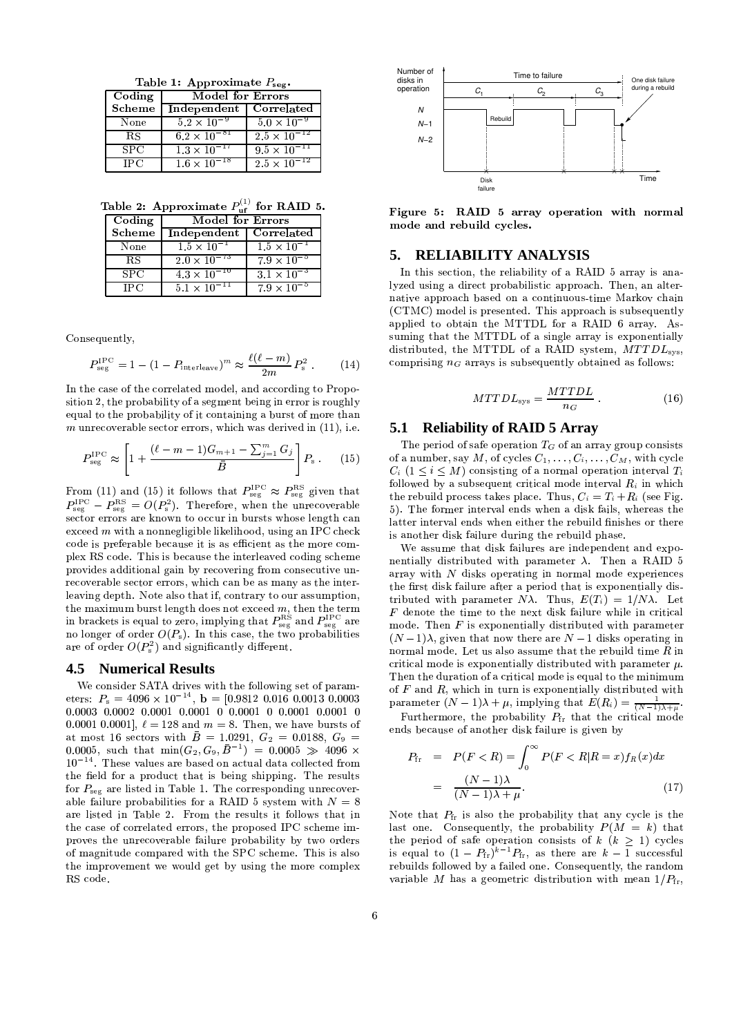Table 1: Approximate $P_{\rm seg}$.

| Coding Scheme | Model for Errors | |
|---|---|---|
| | Independent | Correlated |
| None | $5.2 \times 10^{-9}$ | $5.0 \times 10^{-9}$ |
| RS | $6.2 \times 10^{-81}$ | $2.5 \times 10^{-12}$ |
| SPC | $1.3 \times 10^{-17}$ | $9.5 \times 10^{-11}$ |
| IPC | $1.6 \times 10^{-18}$ | $2.5 \times 10^{-12}$ |

Table 2: Approximate $P_{\rm uf}^{(1)}$ for RAID 5.

| Coding Scheme | Model for Errors | |
|---|---|---|
| | Independent | Correlated |
| None | $1.5 \times 10^{-1}$ | $1.5 \times 10^{-1}$ |
| RS | $2.0 \times 10^{-73}$ | $7.9 \times 10^{-5}$ |
| SPC | $4.3 \times 10^{-10}$ | $3.1 \times 10^{-3}$ |
| IPC | $5.1 \times 10^{-11}$ | $7.9 \times 10^{-5}$ |

Consequently,

$$P_{\rm seg}^{\rm IPC} = 1 - (1 - P_{\rm interleave})^m \approx \frac{\ell(\ell - m)}{2m} P_{\rm s}^2 . \qquad (14)$$

In the case of the correlated model, and according to Proposition 2, the probability of a segment being in error is roughly equal to the probability of it containing a burst of more than $m$ unrecoverable sector errors, which was derived in (11), i.e.

$$P_{\rm seg}^{\rm IPC} \approx \left[ 1 + \frac{(\ell - m - 1) G_{m+1} - \sum_{j=1}^{m} G_j}{\bar{B}} \right] P_{\rm s} . \qquad (15)$$

From (11) and (15) it follows that $P_{\rm seg}^{\rm IPC} \approx P_{\rm seg}^{\rm RS}$ given that $P_{\rm seg}^{\rm IPC} - P_{\rm seg}^{\rm RS} = O(P_{\rm s}^2)$. Therefore, when the unrecoverable sector errors are known to occur in bursts whose length can exceed $m$ with a nonnegligible likelihood, using an IPC check code is preferable because it is as efficient as the more complex RS code. This is because the interleaved coding scheme provides additional gain by recovering from consecutive unrecoverable sector errors, which can be as many as the interleaving depth. Note also that if, contrary to our assumption, the maximum burst length does not exceed $m$, then the term in brackets is equal to zero, implying that $P_{\rm seg}^{\rm RS}$ and $P_{\rm seg}^{\rm IPC}$ are no longer of order $O(P_{\rm s})$. In this case, the two probabilities are of order $O(P_{\rm s}^2)$ and significantly different.

## 4.5 Numerical Results

We consider SATA drives with the following set of parameters: $P_{\rm s} = 4096 \times 10^{-14}$, $\mathbf{b}$ = [0.9812 0.016 0.0013 0.0003 0.0003 0.0002 0.0001 0.0001 0 0.0001 0 0.0001 0.0001 0 0.0001 0.0001], $\ell = 128$ and $m = 8$. Then, we have bursts of at most 16 sectors with $\bar{B} = 1.0291$, $G_2 = 0.0188$, $G_9 = 0.0005$, such that $\min(G_2, G_9, \bar{B}^{-1}) = 0.0005 \gg 4096 \times 10^{-14}$. These values are based on actual data collected from the field for a product that is being shipping. The results for $P_{\rm seg}$ are listed in Table 1. The corresponding unrecoverable failure probabilities for a RAID 5 system with $N = 8$ are listed in Table 2. From the results it follows that in the case of correlated errors, the proposed IPC scheme improves the unrecoverable failure probability by two orders of magnitude compared with the SPC scheme. This is also the improvement we would get by using the more complex RS code.

Figure 5: RAID 5 array operation with normal mode and rebuild cycles.

## 5. RELIABILITY ANALYSIS

In this section, the reliability of a RAID 5 array is analyzed using a direct probabilistic approach. Then, an alternative approach based on a continuous-time Markov chain (CTMC) model is presented. This approach is subsequently applied to obtain the MTTDL for a RAID 6 array. Assuming that the MTTDL of a single array is exponentially distributed, the MTTDL of a RAID system, $MTTDL_{\rm sys}$, comprising $n_G$ arrays is subsequently obtained as follows:

$$MTTDL_{\rm sys} = \frac{MTTDL}{n_G} . \qquad (16)$$

### 5.1 Reliability of RAID 5 Array

The period of safe operation $T_G$ of an array group consists of a number, say $M$, of cycles $C_1, \ldots, C_i, \ldots, C_M$, with cycle $C_i$ $(1 \leq i \leq M)$ consisting of a normal operation interval $T_i$ followed by a subsequent critical mode interval $R_i$ in which the rebuild process takes place. Thus, $C_i = T_i + R_i$ (see Fig. 5). The former interval ends when a disk fails, whereas the latter interval ends when either the rebuild finishes or there is another disk failure during the rebuild phase.

We assume that disk failures are independent and exponentially distributed with parameter $\lambda$. Then a RAID 5 array with $N$ disks operating in normal mode experiences the first disk failure after a period that is exponentially distributed with parameter $N\lambda$. Thus, $E(T_i) = 1/N\lambda$. Let $F$ denote the time to the next disk failure while in critical mode. Then $F$ is exponentially distributed with parameter $(N-1)\lambda$, given that now there are $N-1$ disks operating in normal mode. Let us also assume that the rebuild time $R$ in critical mode is exponentially distributed with parameter $\mu$. Then the duration of a critical mode is equal to the minimum of $F$ and $R$, which in turn is exponentially distributed with parameter $(N-1)\lambda + \mu$, implying that $E(R_i) = \frac{1}{(N-1)\lambda + \mu}$.

Furthermore, the probability $P_{\rm fr}$ that the critical mode ends because of another disk failure is given by

$$\begin{aligned} P_{\rm fr} &= P(F < R) = \int_0^{\infty} P(F < R | R = x) f_R(x) dx \\ &= \frac{(N-1)\lambda}{(N-1)\lambda + \mu}. \end{aligned} \qquad (17)$$

Note that $P_{\rm fr}$ is also the probability that any cycle is the last one. Consequently, the probability $P(M = k)$ that the period of safe operation consists of $k$ $(k \geq 1)$ cycles is equal to $(1 - P_{\rm fr})^{k-1} P_{\rm fr}$, as there are $k-1$ successful rebuilds followed by a failed one. Consequently, the random variable $M$ has a geometric distribution with mean $1/P_{\rm fr}$,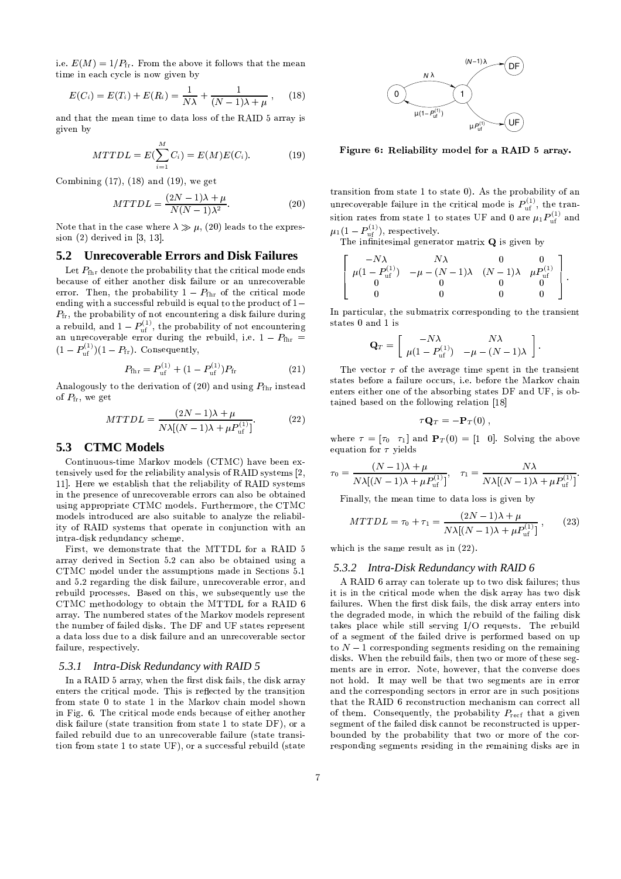i.e. $E(M) = 1/P_{\rm fr}$. From the above it follows that the mean time in each cycle is now given by

$$E(C_i) = E(T_i) + E(R_i) = \frac{1}{N\lambda} + \frac{1}{(N-1)\lambda + \mu}, \quad (18)$$

and that the mean time to data loss of the RAID 5 array is given by

$$MTTDL = E(\sum_{i=1}^{M} C_i) = E(M)E(C_i). \quad (19)$$

Combining (17), (18) and (19), we get

$$MTTDL = \frac{(2N-1)\lambda + \mu}{N(N-1)\lambda^2}. \quad (20)$$

Note that in the case where $\lambda \gg \mu$, (20) leads to the expression (2) derived in [3, 13].

## 5.2 Unrecoverable Errors and Disk Failures

Let $P_{\rm fhr}$ denote the probability that the critical mode ends because of either another disk failure or an unrecoverable error. Then, the probability $1 - P_{\rm fhr}$ of the critical mode ending with a successful rebuild is equal to the product of $1 - P_{\rm fr}$, the probability of not encountering a disk failure during a rebuild, and $1 - P_{\rm uf}^{(1)}$, the probability of not encountering an unrecoverable error during the rebuild, i.e. $1 - P_{\rm fhr} = (1 - P_{\rm uf}^{(1)})(1 - P_{\rm fr})$. Consequently,

$$P_{\rm fhr} = P_{\rm uf}^{(1)} + (1 - P_{\rm uf}^{(1)})P_{\rm fr} \quad (21)$$

Analogously to the derivation of (20) and using $P_{\rm fhr}$ instead of $P_{\rm fr}$, we get

$$MTTDL = \frac{(2N-1)\lambda + \mu}{N\lambda[(N-1)\lambda + \mu P_{\rm uf}^{(1)}]}. \quad (22)$$

## 5.3 CTMC Models

Continuous-time Markov models (CTMC) have been extensively used for the reliability analysis of RAID systems [2, 11]. Here we establish that the reliability of RAID systems in the presence of unrecoverable errors can also be obtained using appropriate CTMC models. Furthermore, the CTMC models introduced are also suitable to analyze the reliability of RAID systems that operate in conjunction with an intra-disk redundancy scheme.

First, we demonstrate that the MTTDL for a RAID 5 array derived in Section 5.2 can also be obtained using a CTMC model under the assumptions made in Sections 5.1 and 5.2 regarding the disk failure, unrecoverable error, and rebuild processes. Based on this, we subsequently use the CTMC methodology to obtain the MTTDL for a RAID 6 array. The numbered states of the Markov models represent the number of failed disks. The DF and UF states represent a data loss due to a disk failure and an unrecoverable sector failure, respectively.

### 5.3.1 *Intra-Disk Redundancy with RAID 5*

In a RAID 5 array, when the first disk fails, the disk array enters the critical mode. This is reflected by the transition from state 0 to state 1 in the Markov chain model shown in Fig. 6. The critical mode ends because of either another disk failure (state transition from state 1 to state DF), or a failed rebuild due to an unrecoverable failure (state transition from state 1 to state UF), or a successful rebuild (state transition from state 1 to state 0). As the probability of an unrecoverable failure in the critical mode is $P_{\rm uf}^{(1)}$, the transition rates from state 1 to states UF and 0 are $\mu_1 P_{\rm uf}^{(1)}$ and $\mu_1(1 - P_{\rm uf}^{(1)})$, respectively.

**Figure 6: Reliability model for a RAID 5 array.**

The infinitesimal generator matrix $\mathbf{Q}$ is given by

$$\begin{bmatrix} -N\lambda & N\lambda & 0 & 0 \\ \mu(1-P_{\rm uf}^{(1)}) & -\mu-(N-1)\lambda & (N-1)\lambda & \mu P_{\rm uf}^{(1)} \\ 0 & 0 & 0 & 0 \\ 0 & 0 & 0 & 0 \end{bmatrix}.$$

In particular, the submatrix corresponding to the transient states 0 and 1 is

$$\mathbf{Q}_T = \begin{bmatrix} -N\lambda & N\lambda \\ \mu(1-P_{\rm uf}^{(1)}) & -\mu-(N-1)\lambda \end{bmatrix}.$$

The vector $\tau$ of the average time spent in the transient states before a failure occurs, i.e. before the Markov chain enters either one of the absorbing states DF and UF, is obtained based on the following relation [18]

$$\tau \mathbf{Q}_T = -\mathbf{P}_T(0),$$

where $\tau = [\tau_0 \quad \tau_1]$ and $\mathbf{P}_T(0) = [1 \quad 0]$. Solving the above equation for $\tau$ yields

$$\tau_0 = \frac{(N-1)\lambda + \mu}{N\lambda[(N-1)\lambda + \mu P_{\rm uf}^{(1)}]}, \quad \tau_1 = \frac{N\lambda}{N\lambda[(N-1)\lambda + \mu P_{\rm uf}^{(1)}]}.$$

Finally, the mean time to data loss is given by

$$MTTDL = \tau_0 + \tau_1 = \frac{(2N-1)\lambda + \mu}{N\lambda[(N-1)\lambda + \mu P_{\rm uf}^{(1)}]}, \quad (23)$$

which is the same result as in (22).

### 5.3.2 *Intra-Disk Redundancy with RAID 6*

A RAID 6 array can tolerate up to two disk failures; thus it is in the critical mode when the disk array has two disk failures. When the first disk fails, the disk array enters into the degraded mode, in which the rebuild of the failing disk takes place while still serving I/O requests. The rebuild of a segment of the failed drive is performed based on up to $N-1$ corresponding segments residing on the remaining disks. When the rebuild fails, then two or more of these segments are in error. Note, however, that the converse does not hold. It may well be that two segments are in error and the corresponding sectors in error are in such positions that the RAID 6 reconstruction mechanism can correct all of them. Consequently, the probability $P_{\rm recf}$ that a given segment of the failed disk cannot be reconstructed is upper-bounded by the probability that two or more of the corresponding segments residing in the remaining disks are in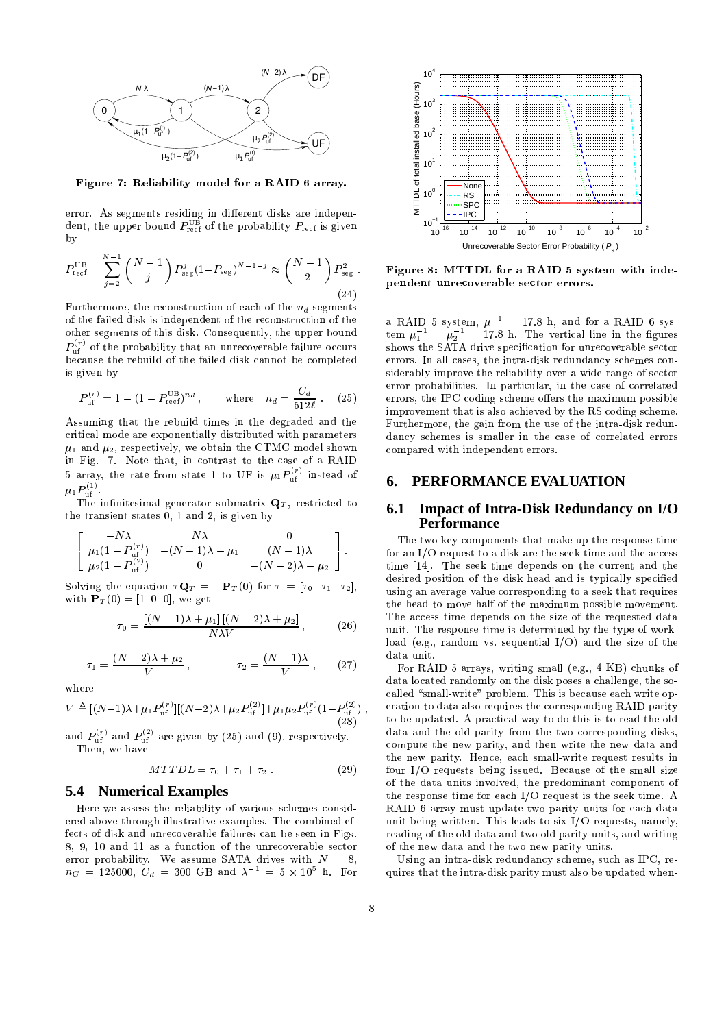Figure 7: Reliability model for a RAID 6 array.

error. As segments residing in different disks are independent, the upper bound $P_{\text{recf}}^{\text{UB}}$ of the probability $P_{\text{recf}}$ is given by

$$P_{\text{recf}}^{\text{UB}} = \sum_{j=2}^{N-1} \binom{N-1}{j} P_{\text{seg}}^{j} (1-P_{\text{seg}})^{N-1-j} \approx \binom{N-1}{2} P_{\text{seg}}^{2} . \quad (24)$$

Furthermore, the reconstruction of each of the $n_d$ segments of the failed disk is independent of the reconstruction of the other segments of this disk. Consequently, the upper bound $P_{\text{uf}}^{(r)}$ of the probability that an unrecoverable failure occurs because the rebuild of the failed disk cannot be completed is given by

$$P_{\text{uf}}^{(r)} = 1 - (1 - P_{\text{recf}}^{\text{UB}})^{n_d} , \qquad \text{where} \quad n_d = \frac{C_d}{512\ell} . \quad (25)$$

Assuming that the rebuild times in the degraded and the critical mode are exponentially distributed with parameters $\mu_1$ and $\mu_2$, respectively, we obtain the CTMC model shown in Fig. 7. Note that, in contrast to the case of a RAID 5 array, the rate from state 1 to UF is $\mu_1 P_{\text{uf}}^{(r)}$ instead of $\mu_1 P_{\text{uf}}^{(1)}$.

The infinitesimal generator submatrix $\mathbf{Q}_T$, restricted to the transient states 0, 1 and 2, is given by

$$\begin{bmatrix} -N\lambda & N\lambda & 0 \\ \mu_1(1-P_{\text{uf}}^{(r)}) & -(N-1)\lambda - \mu_1 & (N-1)\lambda \\ \mu_2(1-P_{\text{uf}}^{(2)}) & 0 & -(N-2)\lambda - \mu_2 \end{bmatrix} .$$

Solving the equation $\tau \mathbf{Q}_T = -\mathbf{P}_T(0)$ for $\tau = [\tau_0 \;\; \tau_1 \;\; \tau_2]$, with $\mathbf{P}_T(0) = [1 \;\; 0 \;\; 0]$, we get

$$\tau_0 = \frac{[(N-1)\lambda + \mu_1]\,[(N-2)\lambda + \mu_2]}{N\lambda V} , \quad (26)$$

$$\tau_1 = \frac{(N-2)\lambda + \mu_2}{V} , \qquad \tau_2 = \frac{(N-1)\lambda}{V} , \quad (27)$$

where

$$V \triangleq [(N-1)\lambda + \mu_1 P_{\text{uf}}^{(r)}][(N-2)\lambda + \mu_2 P_{\text{uf}}^{(2)}] + \mu_1 \mu_2 P_{\text{uf}}^{(r)} (1 - P_{\text{uf}}^{(2)}) , \quad (28)$$

and $P_{\text{uf}}^{(r)}$ and $P_{\text{uf}}^{(2)}$ are given by (25) and (9), respectively. Then, we have

$$MTTDL = \tau_0 + \tau_1 + \tau_2 . \quad (29)$$

## 5.4 Numerical Examples

Here we assess the reliability of various schemes considered above through illustrative examples. The combined effects of disk and unrecoverable failures can be seen in Figs. 8, 9, 10 and 11 as a function of the unrecoverable sector error probability. We assume SATA drives with $N = 8$, $n_G = 125000$, $C_d = 300$ GB and $\lambda^{-1} = 5 \times 10^5$ h. For a RAID 5 system, $\mu^{-1} = 17.8$ h, and for a RAID 6 system $\mu_1^{-1} = \mu_2^{-1} = 17.8$ h. The vertical line in the figures shows the SATA drive specification for unrecoverable sector errors. In all cases, the intra-disk redundancy schemes considerably improve the reliability over a wide range of sector error probabilities. In particular, in the case of correlated errors, the IPC coding scheme offers the maximum possible improvement that is also achieved by the RS coding scheme. Furthermore, the gain from the use of the intra-disk redundancy schemes is smaller in the case of correlated errors compared with independent errors.

Figure 8: MTTDL for a RAID 5 system with independent unrecoverable sector errors.

# 6. PERFORMANCE EVALUATION

## 6.1 Impact of Intra-Disk Redundancy on I/O Performance

The two key components that make up the response time for an I/O request to a disk are the seek time and the access time [14]. The seek time depends on the current and the desired position of the disk head and is typically specified using an average value corresponding to a seek that requires the head to move half of the maximum possible movement. The access time depends on the size of the requested data unit. The response time is determined by the type of workload (e.g., random vs. sequential I/O) and the size of the data unit.

For RAID 5 arrays, writing small (e.g., 4 KB) chunks of data located randomly on the disk poses a challenge, the so-called "small-write" problem. This is because each write operation to data also requires the corresponding RAID parity to be updated. A practical way to do this is to read the old data and the old parity from the two corresponding disks, compute the new parity, and then write the new data and the new parity. Hence, each small-write request results in four I/O requests being issued. Because of the small size of the data units involved, the predominant component of the response time for each I/O request is the seek time. A RAID 6 array must update two parity units for each data unit being written. This leads to six I/O requests, namely, reading of the old data and two old parity units, and writing of the new data and the two new parity units.

Using an intra-disk redundancy scheme, such as IPC, requires that the intra-disk parity must also be updated when-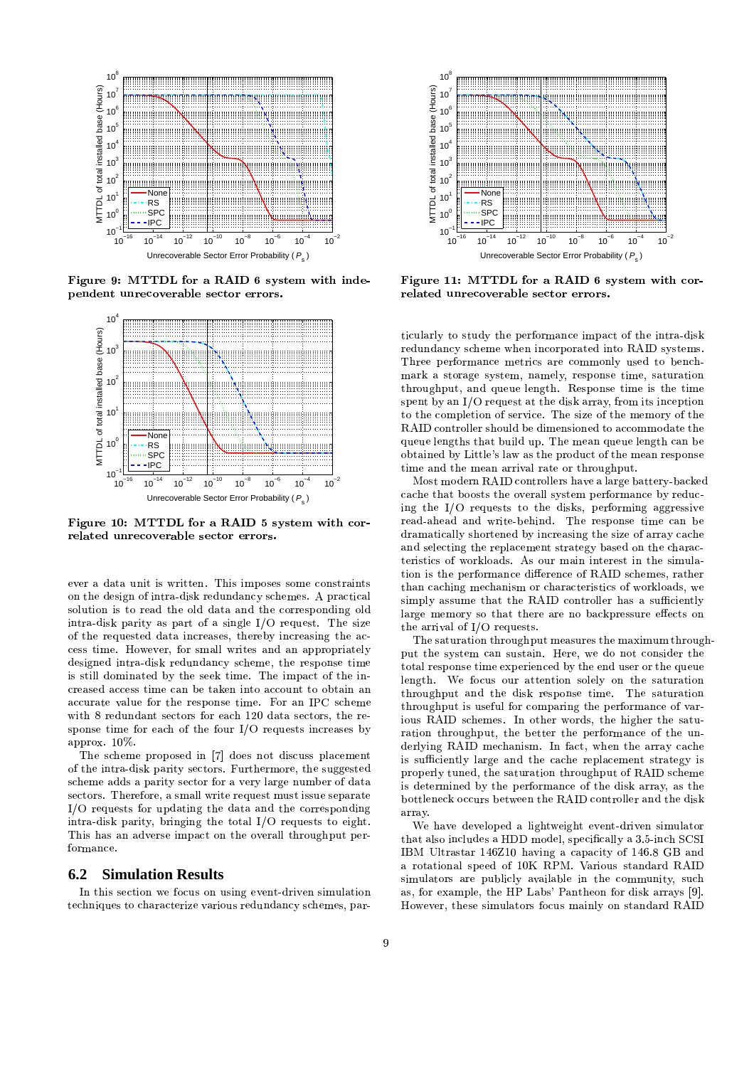Figure 9: MTTDL for a RAID 6 system with independent unrecoverable sector errors.

Figure 10: MTTDL for a RAID 5 system with correlated unrecoverable sector errors.

ever a data unit is written. This imposes some constraints on the design of intra-disk redundancy schemes. A practical solution is to read the old data and the corresponding old intra-disk parity as part of a single I/O request. The size of the requested data increases, thereby increasing the access time. However, for small writes and an appropriately designed intra-disk redundancy scheme, the response time is still dominated by the seek time. The impact of the increased access time can be taken into account to obtain an accurate value for the response time. For an IPC scheme with 8 redundant sectors for each 120 data sectors, the response time for each of the four I/O requests increases by approx. 10%.

The scheme proposed in [7] does not discuss placement of the intra-disk parity sectors. Furthermore, the suggested scheme adds a parity sector for a very large number of data sectors. Therefore, a small write request must issue separate I/O requests for updating the data and the corresponding intra-disk parity, bringing the total I/O requests to eight. This has an adverse impact on the overall throughput performance.

## 6.2 Simulation Results

In this section we focus on using event-driven simulation techniques to characterize various redundancy schemes, particularly to study the performance impact of the intra-disk redundancy scheme when incorporated into RAID systems. Three performance metrics are commonly used to benchmark a storage system, namely, response time, saturation throughput, and queue length. Response time is the time spent by an I/O request at the disk array, from its inception to the completion of service. The size of the memory of the RAID controller should be dimensioned to accommodate the queue lengths that build up. The mean queue length can be obtained by Little's law as the product of the mean response time and the mean arrival rate or throughput.

Most modern RAID controllers have a large battery-backed cache that boosts the overall system performance by reducing the I/O requests to the disks, performing aggressive read-ahead and write-behind. The response time can be dramatically shortened by increasing the size of array cache and selecting the replacement strategy based on the characteristics of workloads. As our main interest in the simulation is the performance difference of RAID schemes, rather than caching mechanism or characteristics of workloads, we simply assume that the RAID controller has a sufficiently large memory so that there are no backpressure effects on the arrival of I/O requests.

The saturation throughput measures the maximum throughput the system can sustain. Here, we do not consider the total response time experienced by the end user or the queue length. We focus our attention solely on the saturation throughput and the disk response time. The saturation throughput is useful for comparing the performance of various RAID schemes. In other words, the higher the saturation throughput, the better the performance of the underlying RAID mechanism. In fact, when the array cache is sufficiently large and the cache replacement strategy is properly tuned, the saturation throughput of RAID scheme is determined by the performance of the disk array, as the bottleneck occurs between the RAID controller and the disk array.

We have developed a lightweight event-driven simulator that also includes a HDD model, specifically a 3.5-inch SCSI IBM Ultrastar 146Z10 having a capacity of 146.8 GB and a rotational speed of 10K RPM. Various standard RAID simulators are publicly available in the community, such as, for example, the HP Labs' Pantheon for disk arrays [9]. However, these simulators focus mainly on standard RAID

Figure 11: MTTDL for a RAID 6 system with correlated unrecoverable sector errors.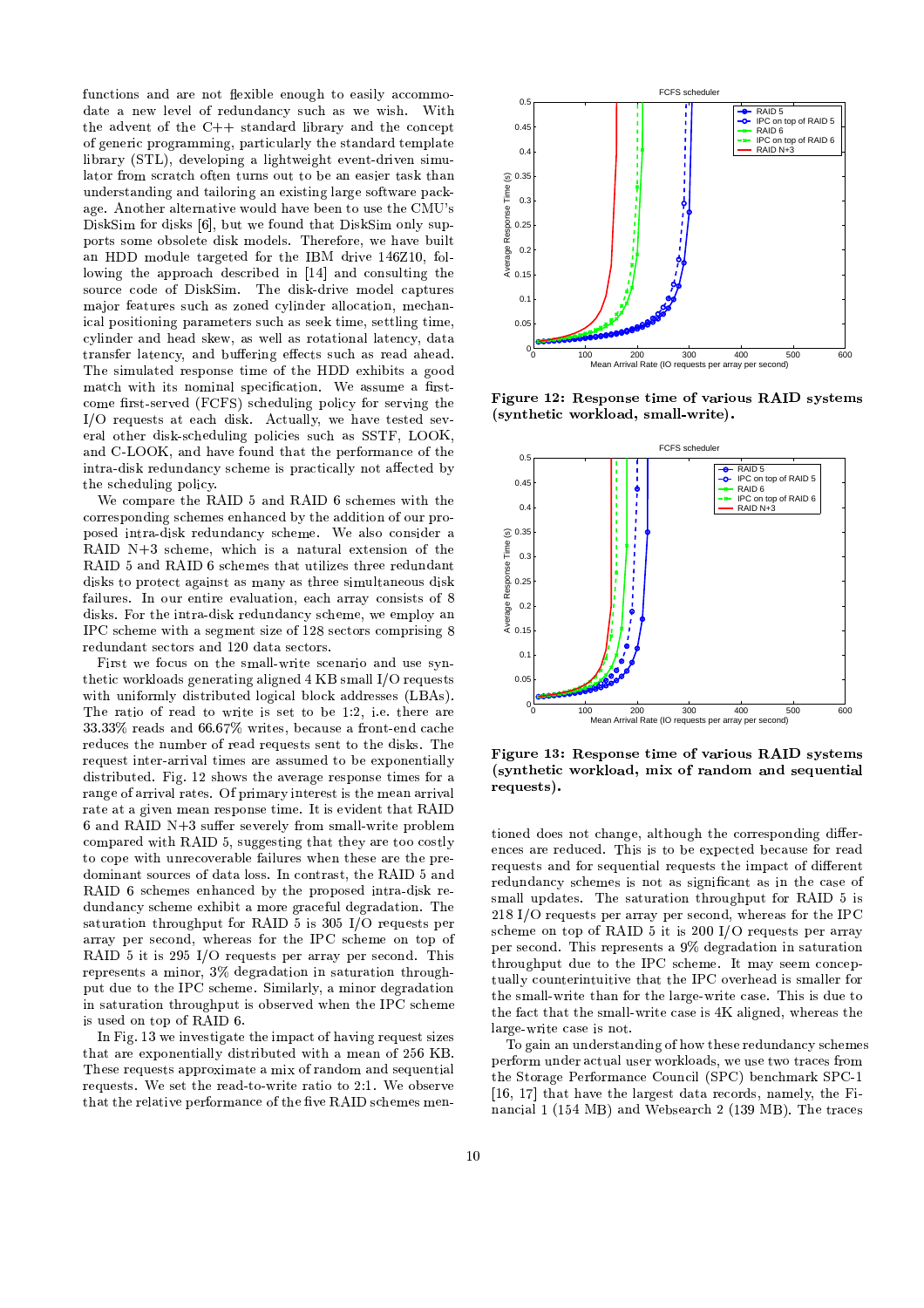functions and are not flexible enough to easily accommodate a new level of redundancy such as we wish. With the advent of the C++ standard library and the concept of generic programming, particularly the standard template library (STL), developing a lightweight event-driven simulator from scratch often turns out to be an easier task than understanding and tailoring an existing large software package. Another alternative would have been to use the CMU's DiskSim for disks [6], but we found that DiskSim only supports some obsolete disk models. Therefore, we have built an HDD module targeted for the IBM drive 146Z10, following the approach described in [14] and consulting the source code of DiskSim. The disk-drive model captures major features such as zoned cylinder allocation, mechanical positioning parameters such as seek time, settling time, cylinder and head skew, as well as rotational latency, data transfer latency, and buffering effects such as read ahead. The simulated response time of the HDD exhibits a good match with its nominal specification. We assume a first-come first-served (FCFS) scheduling policy for serving the I/O requests at each disk. Actually, we have tested several other disk-scheduling policies such as SSTF, LOOK, and C-LOOK, and have found that the performance of the intra-disk redundancy scheme is practically not affected by the scheduling policy.

We compare the RAID 5 and RAID 6 schemes with the corresponding schemes enhanced by the addition of our proposed intra-disk redundancy scheme. We also consider a RAID N+3 scheme, which is a natural extension of the RAID 5 and RAID 6 schemes that utilizes three redundant disks to protect against as many as three simultaneous disk failures. In our entire evaluation, each array consists of 8 disks. For the intra-disk redundancy scheme, we employ an IPC scheme with a segment size of 128 sectors comprising 8 redundant sectors and 120 data sectors.

First we focus on the small-write scenario and use synthetic workloads generating aligned 4 KB small I/O requests with uniformly distributed logical block addresses (LBAs). The ratio of read to write is set to be 1:2, i.e. there are 33.33% reads and 66.67% writes, because a front-end cache reduces the number of read requests sent to the disks. The request inter-arrival times are assumed to be exponentially distributed. Fig. 12 shows the average response times for a range of arrival rates. Of primary interest is the mean arrival rate at a given mean response time. It is evident that RAID 6 and RAID N+3 suffer severely from small-write problem compared with RAID 5, suggesting that they are too costly to cope with unrecoverable failures when these are the predominant sources of data loss. In contrast, the RAID 5 and RAID 6 schemes enhanced by the proposed intra-disk redundancy scheme exhibit a more graceful degradation. The saturation throughput for RAID 5 is 305 I/O requests per array per second, whereas for the IPC scheme on top of RAID 5 it is 295 I/O requests per array per second. This represents a minor, 3% degradation in saturation throughput due to the IPC scheme. Similarly, a minor degradation in saturation throughput is observed when the IPC scheme is used on top of RAID 6.

In Fig. 13 we investigate the impact of having request sizes that are exponentially distributed with a mean of 256 KB. These requests approximate a mix of random and sequential requests. We set the read-to-write ratio to 2:1. We observe that the relative performance of the five RAID schemes mentioned does not change, although the corresponding differences are reduced. This is to be expected because for read requests and for sequential requests the impact of different redundancy schemes is not as significant as in the case of small updates. The saturation throughput for RAID 5 is 218 I/O requests per array per second, whereas for the IPC scheme on top of RAID 5 it is 200 I/O requests per array per second. This represents a 9% degradation in saturation throughput due to the IPC scheme. It may seem conceptually counterintuitive that the IPC overhead is smaller for the small-write than for the large-write case. This is due to the fact that the small-write case is 4K aligned, whereas the large-write case is not.

To gain an understanding of how these redundancy schemes perform under actual user workloads, we use two traces from the Storage Performance Council (SPC) benchmark SPC-1 [16, 17] that have the largest data records, namely, the Financial 1 (154 MB) and Websearch 2 (139 MB). The traces

**Figure 12: Response time of various RAID systems (synthetic workload, small-write).**

**Figure 13: Response time of various RAID systems (synthetic workload, mix of random and sequential requests).**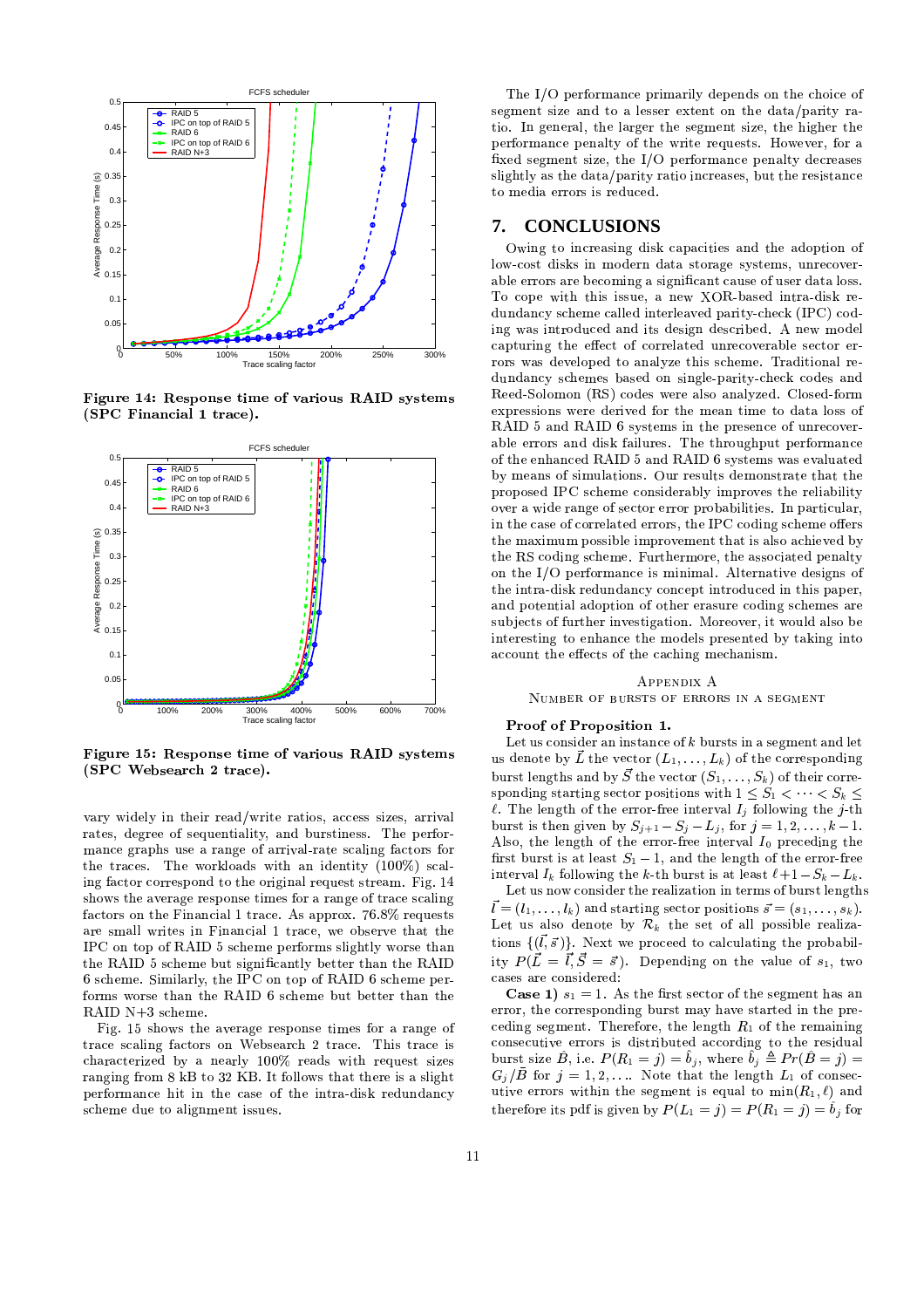Figure 14: Response time of various RAID systems (SPC Financial 1 trace).

Figure 15: Response time of various RAID systems (SPC Websearch 2 trace).

vary widely in their read/write ratios, access sizes, arrival rates, degree of sequentiality, and burstiness. The performance graphs use a range of arrival-rate scaling factors for the traces. The workloads with an identity (100%) scaling factor correspond to the original request stream. Fig. 14 shows the average response times for a range of trace scaling factors on the Financial 1 trace. As approx. 76.8% requests are small writes in Financial 1 trace, we observe that the IPC on top of RAID 5 scheme performs slightly worse than the RAID 5 scheme but significantly better than the RAID 6 scheme. Similarly, the IPC on top of RAID 6 scheme performs worse than the RAID 6 scheme but better than the RAID N+3 scheme.

Fig. 15 shows the average response times for a range of trace scaling factors on Websearch 2 trace. This trace is characterized by a nearly 100% reads with request sizes ranging from 8 kB to 32 KB. It follows that there is a slight performance hit in the case of the intra-disk redundancy scheme due to alignment issues.

The I/O performance primarily depends on the choice of segment size and to a lesser extent on the data/parity ratio. In general, the larger the segment size, the higher the performance penalty of the write requests. However, for a fixed segment size, the I/O performance penalty decreases slightly as the data/parity ratio increases, but the resistance to media errors is reduced.

## 7. CONCLUSIONS

Owing to increasing disk capacities and the adoption of low-cost disks in modern data storage systems, unrecoverable errors are becoming a significant cause of user data loss. To cope with this issue, a new XOR-based intra-disk redundancy scheme called interleaved parity-check (IPC) coding was introduced and its design described. A new model capturing the effect of correlated unrecoverable sector errors was developed to analyze this scheme. Traditional redundancy schemes based on single-parity-check codes and Reed-Solomon (RS) codes were also analyzed. Closed-form expressions were derived for the mean time to data loss of RAID 5 and RAID 6 systems in the presence of unrecoverable errors and disk failures. The throughput performance of the enhanced RAID 5 and RAID 6 systems was evaluated by means of simulations. Our results demonstrate that the proposed IPC scheme considerably improves the reliability over a wide range of sector error probabilities. In particular, in the case of correlated errors, the IPC coding scheme offers the maximum possible improvement that is also achieved by the RS coding scheme. Furthermore, the associated penalty on the I/O performance is minimal. Alternative designs of the intra-disk redundancy concept introduced in this paper, and potential adoption of other erasure coding schemes are subjects of further investigation. Moreover, it would also be interesting to enhance the models presented by taking into account the effects of the caching mechanism.

## APPENDIX A
### NUMBER OF BURSTS OF ERRORS IN A SEGMENT

**Proof of Proposition 1.**
Let us consider an instance of $k$ bursts in a segment and let us denote by $\vec{L}$ the vector $(L_1, \ldots, L_k)$ of the corresponding burst lengths and by $\vec{S}$ the vector $(S_1, \ldots, S_k)$ of their corresponding starting sector positions with $1 \leq S_1 < \cdots < S_k \leq \ell$. The length of the error-free interval $I_j$ following the $j$-th burst is then given by $S_{j+1} - S_j - L_j$, for $j = 1, 2, \ldots, k-1$. Also, the length of the error-free interval $I_0$ preceding the first burst is at least $S_1 - 1$, and the length of the error-free interval $I_k$ following the $k$-th burst is at least $\ell + 1 - S_k - L_k$.

Let us now consider the realization in terms of burst lengths $\vec{l} = (l_1, \ldots, l_k)$ and starting sector positions $\vec{s} = (s_1, \ldots, s_k)$. Let us also denote by $\mathcal{R}_k$ the set of all possible realizations $\{(\vec{l}, \vec{s})\}$. Next we proceed to calculating the probability $P(\vec{L} = \vec{l}, \vec{S} = \vec{s})$. Depending on the value of $s_1$, two cases are considered:

**Case 1)** $s_1 = 1$. As the first sector of the segment has an error, the corresponding burst may have started in the preceding segment. Therefore, the length $R_1$ of the remaining consecutive errors is distributed according to the residual burst size $\hat{B}$, i.e. $P(R_1 = j) = \hat{b}_j$, where $\hat{b}_j \triangleq Pr(\hat{B} = j) = G_j / \bar{B}$ for $j = 1, 2, \ldots$. Note that the length $L_1$ of consecutive errors within the segment is equal to $\min(R_1, \ell)$ and therefore its pdf is given by $P(L_1 = j) = P(R_1 = j) = \hat{b}_j$ for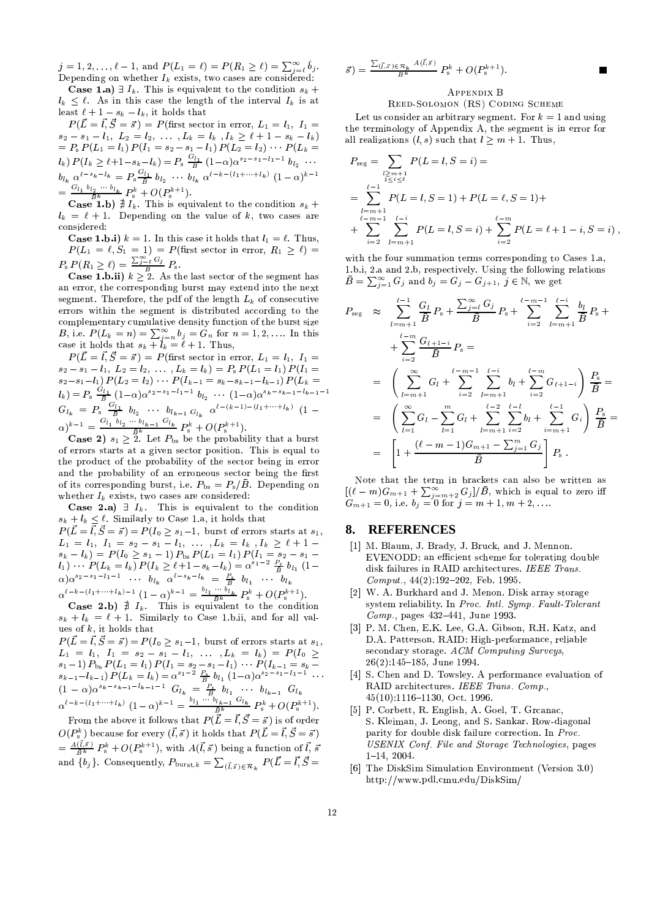$j = 1, 2, \ldots, \ell - 1$, and $P(L_1 = \ell) = P(R_1 \geq \ell) = \sum_{j=\ell}^{\infty} \hat{b}_j$. Depending on whether $I_k$ exists, two cases are considered:

**Case 1.a)** $\exists\ I_k$. This is equivalent to the condition $s_k + l_k \leq \ell$. As in this case the length of the interval $I_k$ is at least $\ell + 1 - s_k - l_k$, it holds that

$P(\vec{L} = \vec{l}, \vec{S} = \vec{s}) = P(\text{first sector in error, } L_1 = l_1,\ I_1 = s_2 - s_1 - l_1,\ L_2 = l_2,\ \ldots\ , L_k = l_k\ , I_k \geq \ell + 1 - s_k - l_k) = P_s\, P(L_1 = l_1)\, P(I_1 = s_2 - s_1 - l_1)\, P(L_2 = l_2) \cdots P(L_k = l_k)\, P(I_k \geq \ell + 1 - s_k - l_k) = P_s\, \frac{G_{l_1}}{\bar{B}}\, (1-\alpha)\alpha^{s_2 - s_1 - l_1 - 1}\, b_{l_2} \cdots b_{l_k}\, \alpha^{\ell - s_k - l_k} = P_s \frac{G_{l_1}}{\bar{B}}\, b_{l_2} \cdots b_{l_k}\, \alpha^{\ell - k - (l_1 + \cdots + l_k)}\, (1-\alpha)^{k-1} = \frac{G_{l_1}\, b_{l_2} \cdots b_{l_k}}{\bar{B}^k}\, P_s^k + O(P_s^{k+1})$.

**Case 1.b)** $\nexists\ I_k$. This is equivalent to the condition $s_k + l_k = \ell + 1$. Depending on the value of $k$, two cases are considered:

**Case 1.b.i)** $k = 1$. In this case it holds that $l_1 = \ell$. Thus, $P(L_1 = \ell, S_1 = 1) = P(\text{first sector in error, } R_1 \geq \ell) = P_s\, P(R_1 \geq \ell) = \frac{\sum_{j=\ell}^{\infty} G_j}{\bar{B}}\, P_s$.

**Case 1.b.ii)** $k \geq 2$. As the last sector of the segment has an error, the corresponding burst may extend into the next segment. Therefore, the pdf of the length $L_k$ of consecutive errors within the segment is distributed according to the complementary cumulative density function of the burst size $B$, i.e. $P(L_k = n) = \sum_{j=n}^{\infty} b_j = G_n$ for $n = 1, 2, \ldots$. In this case it holds that $s_k + l_k = \ell + 1$. Thus,

$P(\vec{L} = \vec{l}, \vec{S} = \vec{s}) = P(\text{first sector in error, } L_1 = l_1,\ I_1 = s_2 - s_1 - l_1,\ L_2 = l_2,\ \ldots\ , L_k = l_k) = P_s\, P(L_1 = l_1)\, P(I_1 = s_2 - s_1 - l_1)\, P(L_2 = l_2) \cdots P(I_{k-1} = s_k - s_{k-1} - l_{k-1})\, P(L_k = l_k) = P_s\, \frac{G_{l_1}}{\bar{B}}\, (1-\alpha)\alpha^{s_2 - s_1 - l_1 - 1}\, b_{l_2} \cdots (1-\alpha)\alpha^{s_k - s_{k-1} - l_{k-1} - 1}\, G_{l_k} = P_s\, \frac{G_{l_1}}{\bar{B}}\, b_{l_2} \cdots b_{l_{k-1}}\, G_{l_k}\, \alpha^{\ell - (k-1) - (l_1 + \cdots + l_k)}\, (1-\alpha)^{k-1} = \frac{G_{l_1}\, b_{l_2} \cdots b_{l_{k-1}}\, G_{l_k}}{\bar{B}^k}\, P_s^k + O(P_s^{k+1})$.

**Case 2)** $s_1 \geq 2$. Let $P_{bs}$ be the probability that a burst of errors starts at a given sector position. This is equal to the product of the probability of the sector being in error and the probability of an erroneous sector being the first of its corresponding burst, i.e. $P_{bs} = P_s / \bar{B}$. Depending on whether $I_k$ exists, two cases are considered:

**Case 2.a)** $\exists\ I_k$. This is equivalent to the condition $s_k + l_k \leq \ell$. Similarly to Case 1.a, it holds that

$P(\vec{L} = \vec{l}, \vec{S} = \vec{s}) = P(I_0 \geq s_1 - 1, \text{ burst of errors starts at } s_1,\ L_1 = l_1,\ I_1 = s_2 - s_1 - l_1,\ \ldots\ , L_k = l_k\ , I_k \geq \ell + 1 - s_k - l_k) = P(I_0 \geq s_1 - 1)\, P_{bs}\, P(L_1 = l_1)\, P(I_1 = s_2 - s_1 - l_1) \cdots P(L_k = l_k)\, P(I_k \geq \ell + 1 - s_k - l_k) = \alpha^{s_1 - 2}\, \frac{P_s}{\bar{B}}\, b_{l_1}\, (1-\alpha)\alpha^{s_2 - s_1 - l_1 - 1} \cdots b_{l_k}\, \alpha^{\ell - s_k - l_k} = \frac{P_s}{\bar{B}}\, b_{l_1} \cdots b_{l_k}\, \alpha^{\ell - k - (l_1 + \cdots + l_k) - 1}\, (1-\alpha)^{k-1} = \frac{b_{l_1} \cdots b_{l_k}}{\bar{B}^k}\, P_s^k + O(P_s^{k+1})$.

**Case 2.b)** $\nexists\ I_k$. This is equivalent to the condition $s_k + l_k = \ell + 1$. Similarly to Case 1.b.ii, and for all values of $k$, it holds that

$P(\vec{L} = \vec{l}, \vec{S} = \vec{s}) = P(I_0 \geq s_1 - 1, \text{ burst of errors starts at } s_1,\ L_1 = l_1,\ I_1 = s_2 - s_1 - l_1,\ \ldots\ , L_k = l_k) = P(I_0 \geq s_1 - 1)\, P_{bs}\, P(L_1 = l_1)\, P(I_1 = s_2 - s_1 - l_1) \cdots P(I_{k-1} = s_k - s_{k-1} - l_{k-1})\, P(L_k = l_k) = \alpha^{s_1 - 2}\, \frac{P_s}{\bar{B}}\, b_{l_1}\, (1-\alpha)\alpha^{s_2 - s_1 - l_1 - 1} \cdots (1-\alpha)\alpha^{s_k - s_{k-1} - l_{k-1} - 1}\, G_{l_k} = \frac{P_s}{\bar{B}}\, b_{l_1} \cdots b_{l_{k-1}}\, G_{l_k}\, \alpha^{\ell - k - (l_1 + \cdots + l_k)}\, (1-\alpha)^{k-1} = \frac{b_{l_1} \cdots b_{l_{k-1}}\, G_{l_k}}{\bar{B}^k}\, P_s^k + O(P_s^{k+1})$.

From the above it follows that $P(\vec{L} = \vec{l}, \vec{S} = \vec{s})$ is of order $O(P_s^k)$ because for every $(\vec{l}, \vec{s})$ it holds that $P(\vec{L} = \vec{l}, \vec{S} = \vec{s}) = \frac{A(\vec{l}, \vec{s})}{\bar{B}^k}\, P_s^k + O(P_s^{k+1})$, with $A(\vec{l}, \vec{s})$ being a function of $\vec{l}$, $\vec{s}$ and $\{b_j\}$. Consequently, $P_{\text{burst},k} = \sum_{(\vec{l}, \vec{s}) \in \mathcal{R}_k} P(\vec{L} = \vec{l}, \vec{S} = \vec{s}) = \frac{\sum_{(\vec{l}, \vec{s}) \in \mathcal{R}_k} A(\vec{l}, \vec{s})}{\bar{B}^k}\, P_s^k + O(P_s^{k+1})$. ∎

## APPENDIX B
## REED-SOLOMON (RS) CODING SCHEME

Let us consider an arbitrary segment. For $k = 1$ and using the terminology of Appendix A, the segment is in error for all realizations $(l, s)$ such that $l \geq m + 1$. Thus,

$$
\begin{aligned}
P_{\text{seg}} &= \sum_{\substack{l \geq m+1 \\ 1 \leq i \leq \ell}} P(L = l, S = i) = \\
&= \sum_{l=m+1}^{\ell - 1} P(L = l, S = 1) + P(L = \ell, S = 1) + \\
&+ \sum_{i=2}^{\ell - m - 1} \sum_{l=m+1}^{\ell - i} P(L = l, S = i) + \sum_{i=2}^{\ell - m} P(L = \ell + 1 - i, S = i)\,,
\end{aligned}
$$

with the four summation terms corresponding to Cases 1.a, 1.b.i, 2.a and 2.b, respectively. Using the following relations $\bar{B} = \sum_{j=1}^{\infty} G_j$ and $b_j = G_j - G_{j+1}$, $j \in \mathbb{N}$, we get

$$
\begin{aligned}
P_{\text{seg}} &\approx \sum_{l=m+1}^{\ell - 1} \frac{G_l}{\bar{B}}\, P_s + \frac{\sum_{j=\ell}^{\infty} G_j}{\bar{B}}\, P_s + \sum_{i=2}^{\ell - m - 1} \sum_{l=m+1}^{\ell - i} \frac{b_l}{\bar{B}}\, P_s + \\
&\quad + \sum_{i=2}^{\ell - m} \frac{G_{\ell + 1 - i}}{\bar{B}}\, P_s = \\
&= \left( \sum_{l=m+1}^{\infty} G_l + \sum_{i=2}^{\ell - m - 1} \sum_{l=m+1}^{\ell - i} b_l + \sum_{i=2}^{\ell - m} G_{\ell + 1 - i} \right) \frac{P_s}{\bar{B}} = \\
&= \left( \sum_{l=1}^{\infty} G_l - \sum_{l=1}^{m} G_l + \sum_{l=m+1}^{\ell - 2} \sum_{i=2}^{\ell - l} b_l + \sum_{i=m+1}^{\ell - 1} G_i \right) \frac{P_s}{\bar{B}} = \\
&= \left[ 1 + \frac{(\ell - m - 1) G_{m+1} - \sum_{j=1}^{m} G_j}{\bar{B}} \right] P_s\,.
\end{aligned}
$$

Note that the term in brackets can also be written as $[(\ell - m) G_{m+1} + \sum_{j=m+2}^{\infty} G_j] / \bar{B}$, which is equal to zero iff $G_{m+1} = 0$, i.e. $b_j = 0$ for $j = m+1, m+2, \ldots$.

# 8. REFERENCES

[1] M. Blaum, J. Brady, J. Bruck, and J. Mennon. EVENODD: an efficient scheme for tolerating double disk failures in RAID architectures. *IEEE Trans. Comput.*, 44(2):192–202, Feb. 1995.

[2] W. A. Burkhard and J. Menon. Disk array storage system reliability. In *Proc. Intl. Symp. Fault-Tolerant Comp.*, pages 432–441, June 1993.

[3] P. M. Chen, E.K. Lee, G.A. Gibson, R.H. Katz, and D.A. Patterson. RAID: High-performance, reliable secondary storage. *ACM Computing Surveys*, 26(2):145–185, June 1994.

[4] S. Chen and D. Towsley. A performance evaluation of RAID architectures. *IEEE Trans. Comp.*, 45(10):1116–1130, Oct. 1996.

[5] P. Corbett, R. English, A. Goel, T. Grcanac, S. Kleiman, J. Leong, and S. Sankar. Row-diagonal parity for double disk failure correction. In *Proc. USENIX Conf. File and Storage Technologies*, pages 1–14, 2004.

[6] The DiskSim Simulation Environment (Version 3.0) http://www.pdl.cmu.edu/DiskSim/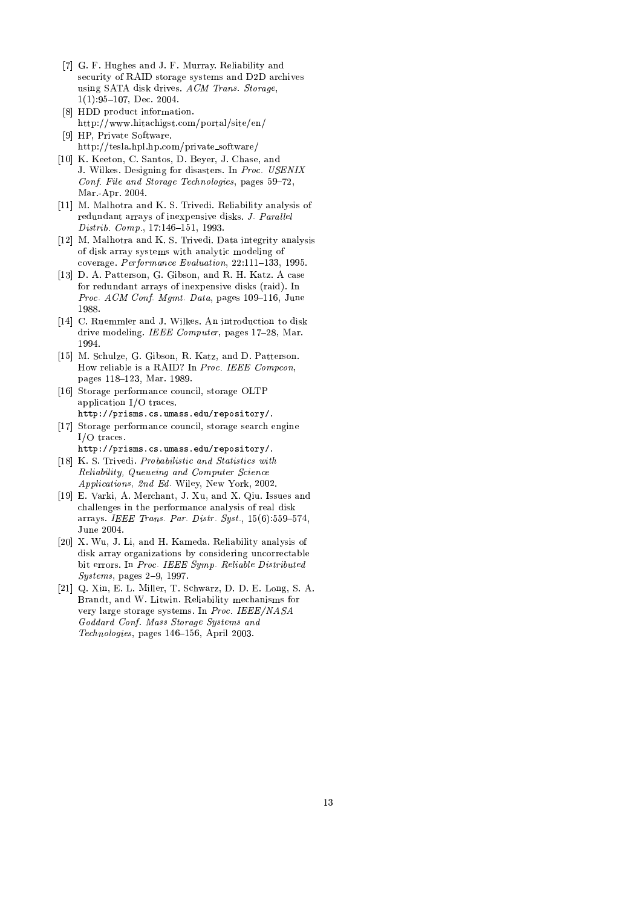[7] G. F. Hughes and J. F. Murray. Reliability and security of RAID storage systems and D2D archives using SATA disk drives. *ACM Trans. Storage*, 1(1):95–107, Dec. 2004.

[8] HDD product information. http://www.hitachigst.com/portal/site/en/

[9] HP, Private Software. http://tesla.hpl.hp.com/private_software/

[10] K. Keeton, C. Santos, D. Beyer, J. Chase, and J. Wilkes. Designing for disasters. In *Proc. USENIX Conf. File and Storage Technologies*, pages 59–72, Mar.-Apr. 2004.

[11] M. Malhotra and K. S. Trivedi. Reliability analysis of redundant arrays of inexpensive disks. *J. Parallel Distrib. Comp.*, 17:146–151, 1993.

[12] M. Malhotra and K. S. Trivedi. Data integrity analysis of disk array systems with analytic modeling of coverage. *Performance Evaluation*, 22:111–133, 1995.

[13] D. A. Patterson, G. Gibson, and R. H. Katz. A case for redundant arrays of inexpensive disks (raid). In *Proc. ACM Conf. Mgmt. Data*, pages 109–116, June 1988.

[14] C. Ruemmler and J. Wilkes. An introduction to disk drive modeling. *IEEE Computer*, pages 17–28, Mar. 1994.

[15] M. Schulze, G. Gibson, R. Katz, and D. Patterson. How reliable is a RAID? In *Proc. IEEE Compcon*, pages 118–123, Mar. 1989.

[16] Storage performance council, storage OLTP application I/O traces. `http://prisms.cs.umass.edu/repository/`.

[17] Storage performance council, storage search engine I/O traces. `http://prisms.cs.umass.edu/repository/`.

[18] K. S. Trivedi. *Probabilistic and Statistics with Reliability, Queueing and Computer Science Applications, 2nd Ed.* Wiley, New York, 2002.

[19] E. Varki, A. Merchant, J. Xu, and X. Qiu. Issues and challenges in the performance analysis of real disk arrays. *IEEE Trans. Par. Distr. Syst.*, 15(6):559–574, June 2004.

[20] X. Wu, J. Li, and H. Kameda. Reliability analysis of disk array organizations by considering uncorrectable bit errors. In *Proc. IEEE Symp. Reliable Distributed Systems*, pages 2–9, 1997.

[21] Q. Xin, E. L. Miller, T. Schwarz, D. D. E. Long, S. A. Brandt, and W. Litwin. Reliability mechanisms for very large storage systems. In *Proc. IEEE/NASA Goddard Conf. Mass Storage Systems and Technologies*, pages 146–156, April 2003.